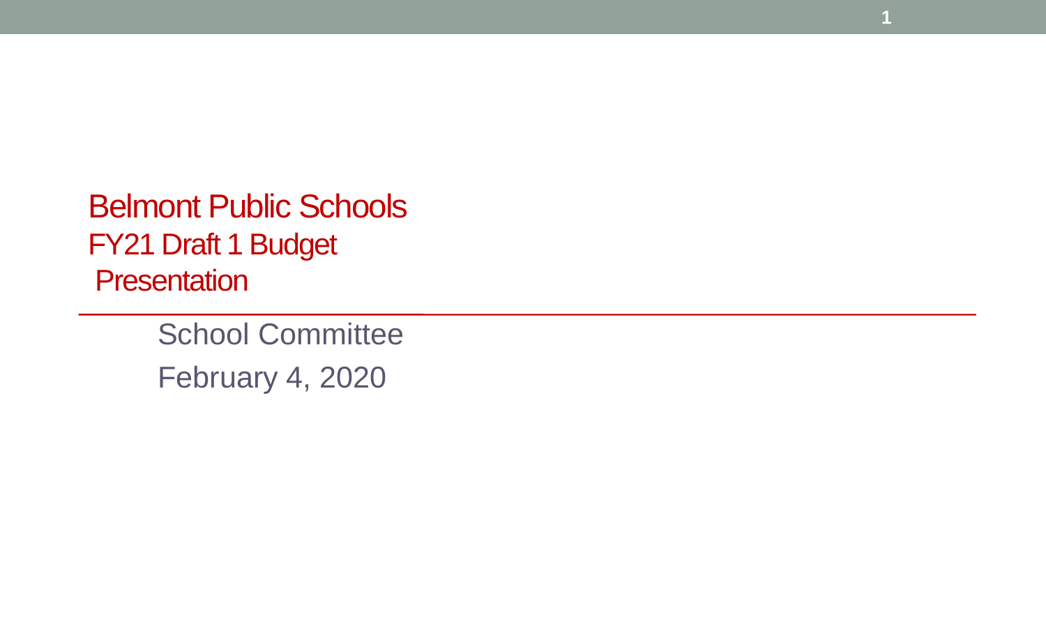# Belmont Public Schools
# FY21 Draft 1 Budget Presentation

School Committee

February 4, 2020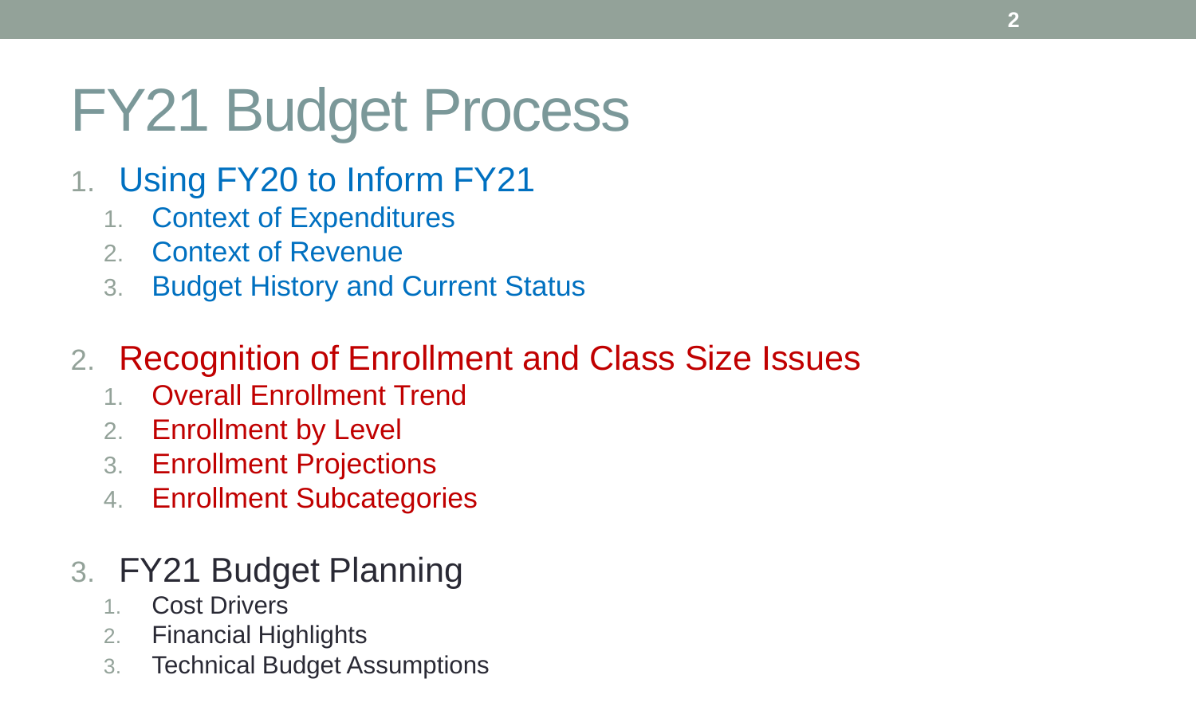# FY21 Budget Process

1. Using FY20 to Inform FY21
   1. Context of Expenditures
   2. Context of Revenue
   3. Budget History and Current Status

2. Recognition of Enrollment and Class Size Issues
   1. Overall Enrollment Trend
   2. Enrollment by Level
   3. Enrollment Projections
   4. Enrollment Subcategories

3. FY21 Budget Planning
   1. Cost Drivers
   2. Financial Highlights
   3. Technical Budget Assumptions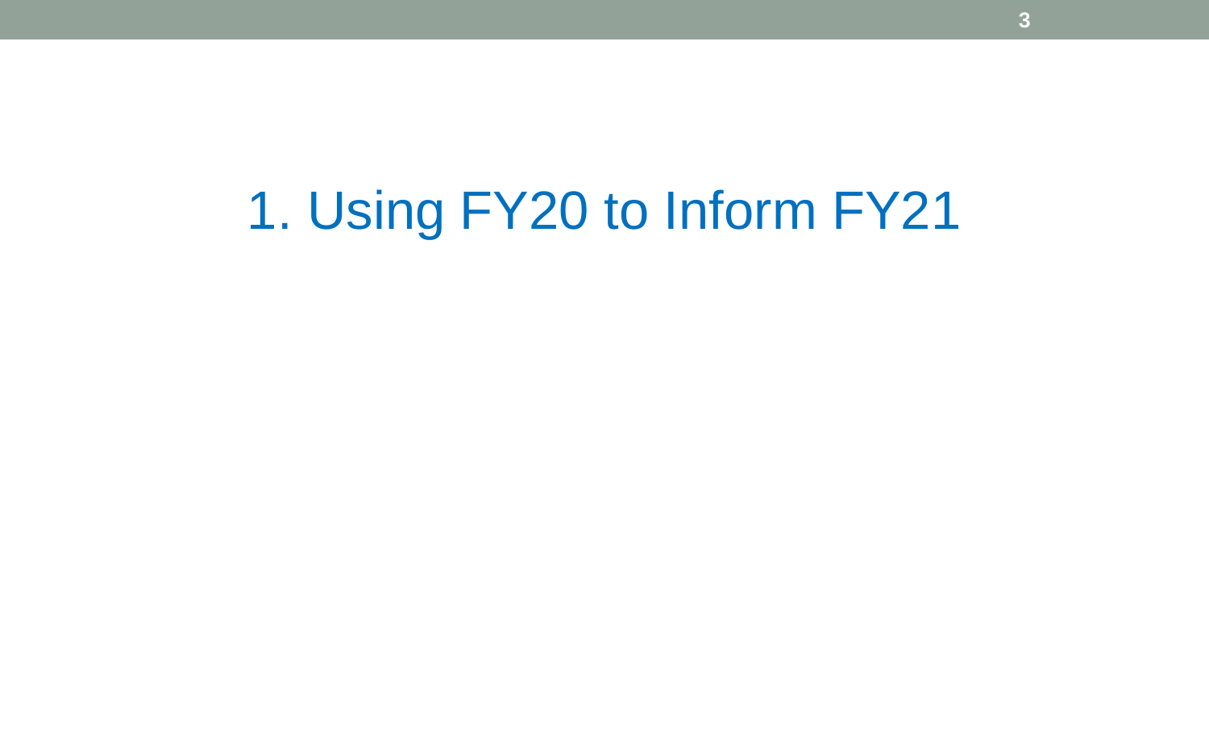# 1. Using FY20 to Inform FY21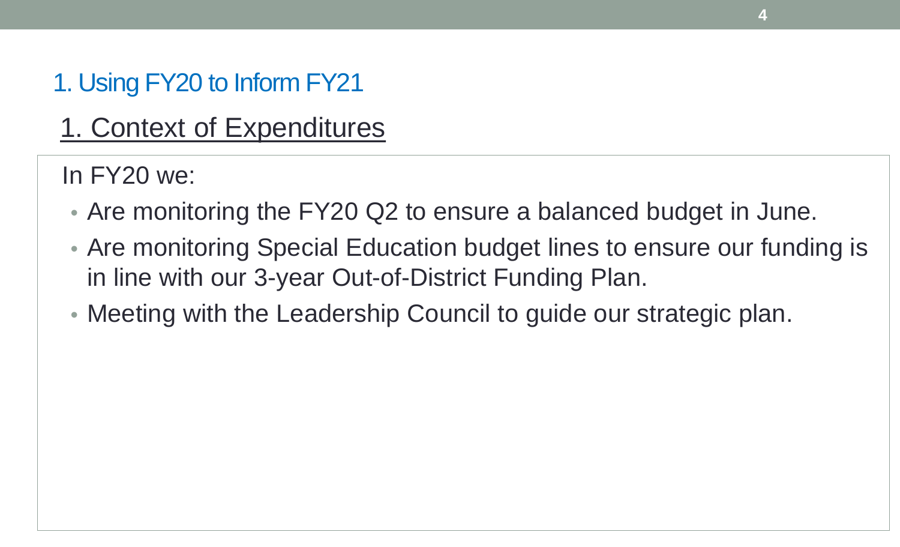## 1. Using FY20 to Inform FY21

### 1. Context of Expenditures

In FY20 we:

- Are monitoring the FY20 Q2 to ensure a balanced budget in June.
- Are monitoring Special Education budget lines to ensure our funding is in line with our 3-year Out-of-District Funding Plan.
- Meeting with the Leadership Council to guide our strategic plan.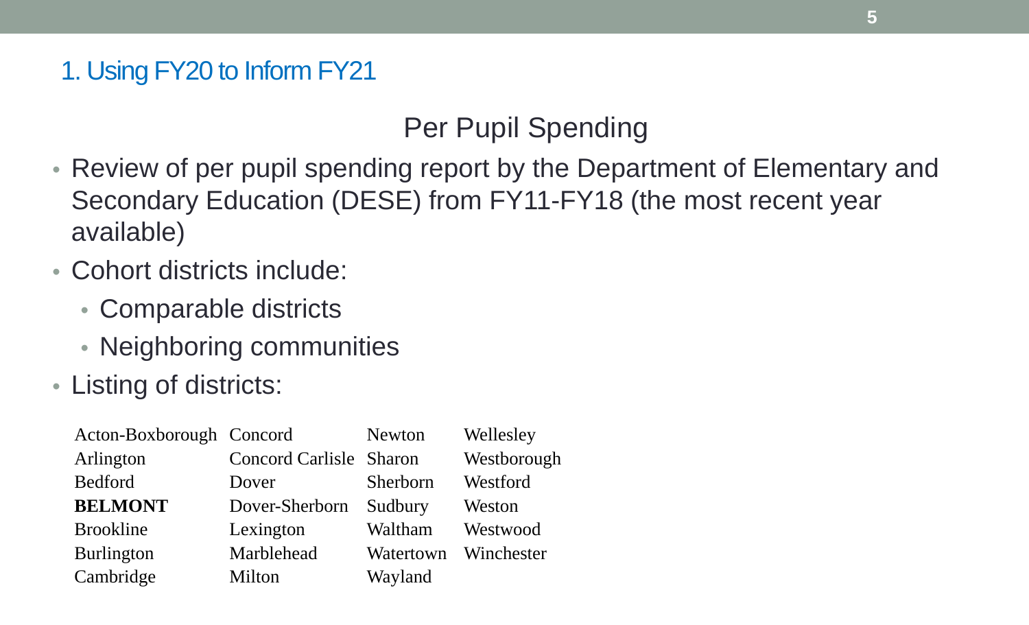## 1. Using FY20 to Inform FY21

### Per Pupil Spending

- Review of per pupil spending report by the Department of Elementary and Secondary Education (DESE) from FY11-FY18 (the most recent year available)
- Cohort districts include:
  - Comparable districts
  - Neighboring communities
- Listing of districts:

| | | | |
|---|---|---|---|
| Acton-Boxborough | Concord | Newton | Wellesley |
| Arlington | Concord Carlisle | Sharon | Westborough |
| Bedford | Dover | Sherborn | Westford |
| **BELMONT** | Dover-Sherborn | Sudbury | Weston |
| Brookline | Lexington | Waltham | Westwood |
| Burlington | Marblehead | Watertown | Winchester |
| Cambridge | Milton | Wayland | |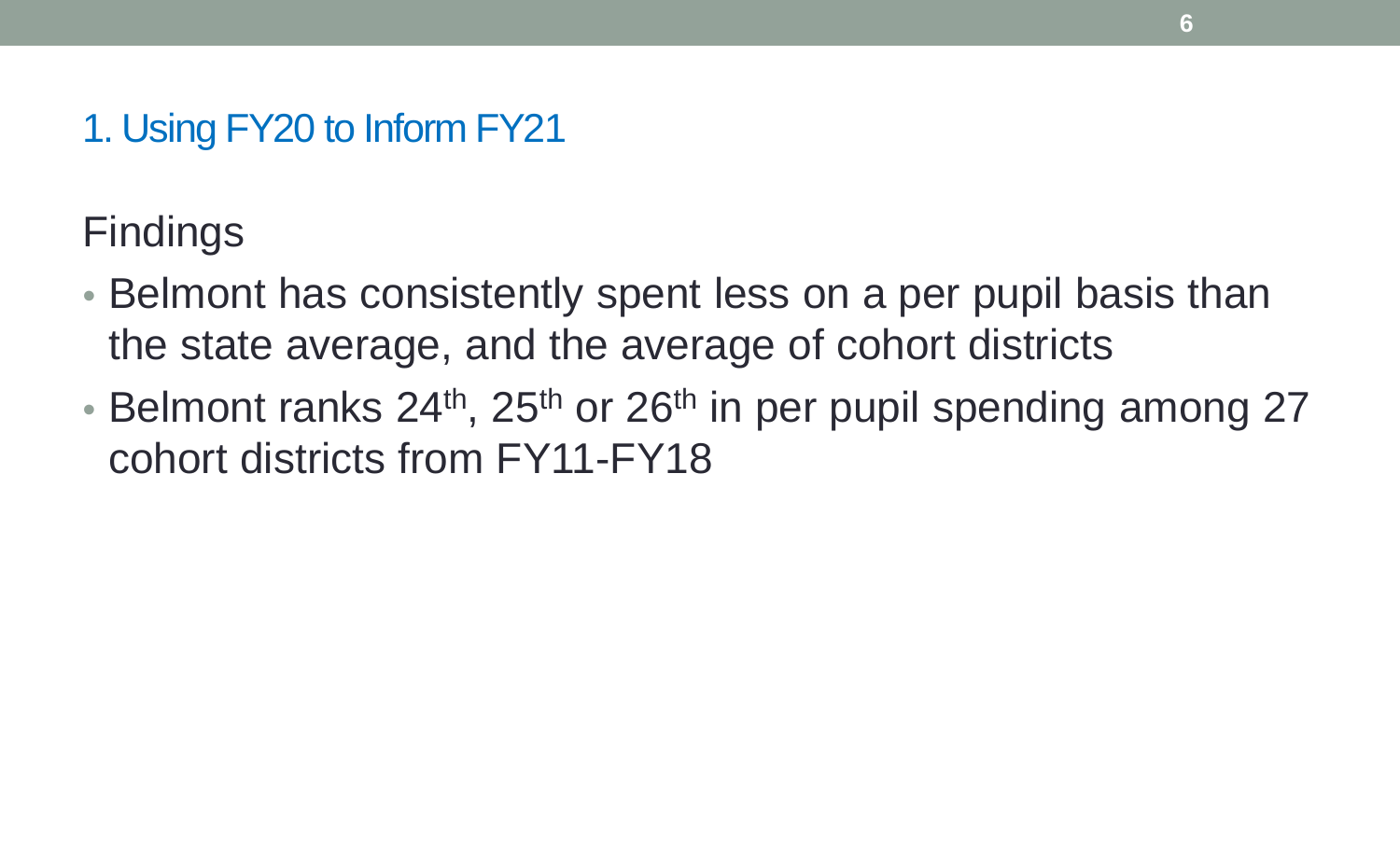## 1. Using FY20 to Inform FY21

### Findings

- Belmont has consistently spent less on a per pupil basis than the state average, and the average of cohort districts
- Belmont ranks 24$^{th}$, 25$^{th}$ or 26$^{th}$ in per pupil spending among 27 cohort districts from FY11-FY18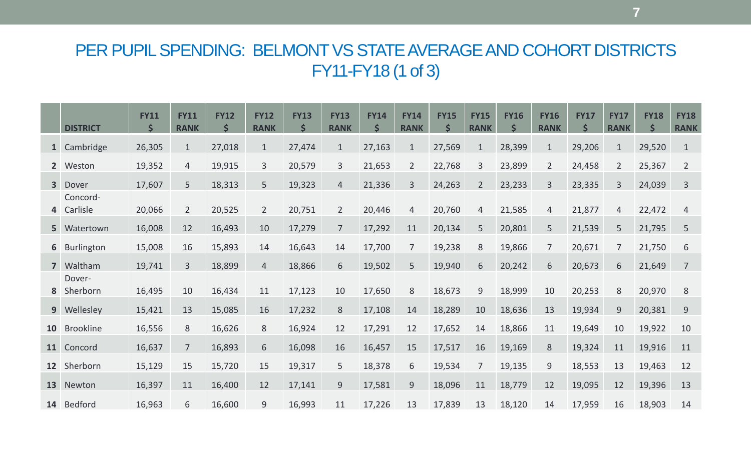# PER PUPIL SPENDING: BELMONT VS STATE AVERAGE AND COHORT DISTRICTS FY11-FY18 (1 of 3)

| | DISTRICT | FY11 $ | FY11 RANK | FY12 $ | FY12 RANK | FY13 $ | FY13 RANK | FY14 $ | FY14 RANK | FY15 $ | FY15 RANK | FY16 $ | FY16 RANK | FY17 $ | FY17 RANK | FY18 $ | FY18 RANK |
|---|---|---|---|---|---|---|---|---|---|---|---|---|---|---|---|---|---|
| 1 | Cambridge | 26,305 | 1 | 27,018 | 1 | 27,474 | 1 | 27,163 | 1 | 27,569 | 1 | 28,399 | 1 | 29,206 | 1 | 29,520 | 1 |
| 2 | Weston | 19,352 | 4 | 19,915 | 3 | 20,579 | 3 | 21,653 | 2 | 22,768 | 3 | 23,899 | 2 | 24,458 | 2 | 25,367 | 2 |
| 3 | Dover | 17,607 | 5 | 18,313 | 5 | 19,323 | 4 | 21,336 | 3 | 24,263 | 2 | 23,233 | 3 | 23,335 | 3 | 24,039 | 3 |
| 4 | Concord-Carlisle | 20,066 | 2 | 20,525 | 2 | 20,751 | 2 | 20,446 | 4 | 20,760 | 4 | 21,585 | 4 | 21,877 | 4 | 22,472 | 4 |
| 5 | Watertown | 16,008 | 12 | 16,493 | 10 | 17,279 | 7 | 17,292 | 11 | 20,134 | 5 | 20,801 | 5 | 21,539 | 5 | 21,795 | 5 |
| 6 | Burlington | 15,008 | 16 | 15,893 | 14 | 16,643 | 14 | 17,700 | 7 | 19,238 | 8 | 19,866 | 7 | 20,671 | 7 | 21,750 | 6 |
| 7 | Waltham | 19,741 | 3 | 18,899 | 4 | 18,866 | 6 | 19,502 | 5 | 19,940 | 6 | 20,242 | 6 | 20,673 | 6 | 21,649 | 7 |
| 8 | Dover-Sherborn | 16,495 | 10 | 16,434 | 11 | 17,123 | 10 | 17,650 | 8 | 18,673 | 9 | 18,999 | 10 | 20,253 | 8 | 20,970 | 8 |
| 9 | Wellesley | 15,421 | 13 | 15,085 | 16 | 17,232 | 8 | 17,108 | 14 | 18,289 | 10 | 18,636 | 13 | 19,934 | 9 | 20,381 | 9 |
| 10 | Brookline | 16,556 | 8 | 16,626 | 8 | 16,924 | 12 | 17,291 | 12 | 17,652 | 14 | 18,866 | 11 | 19,649 | 10 | 19,922 | 10 |
| 11 | Concord | 16,637 | 7 | 16,893 | 6 | 16,098 | 16 | 16,457 | 15 | 17,517 | 16 | 19,169 | 8 | 19,324 | 11 | 19,916 | 11 |
| 12 | Sherborn | 15,129 | 15 | 15,720 | 15 | 19,317 | 5 | 18,378 | 6 | 19,534 | 7 | 19,135 | 9 | 18,553 | 13 | 19,463 | 12 |
| 13 | Newton | 16,397 | 11 | 16,400 | 12 | 17,141 | 9 | 17,581 | 9 | 18,096 | 11 | 18,779 | 12 | 19,095 | 12 | 19,396 | 13 |
| 14 | Bedford | 16,963 | 6 | 16,600 | 9 | 16,993 | 11 | 17,226 | 13 | 17,839 | 13 | 18,120 | 14 | 17,959 | 16 | 18,903 | 14 |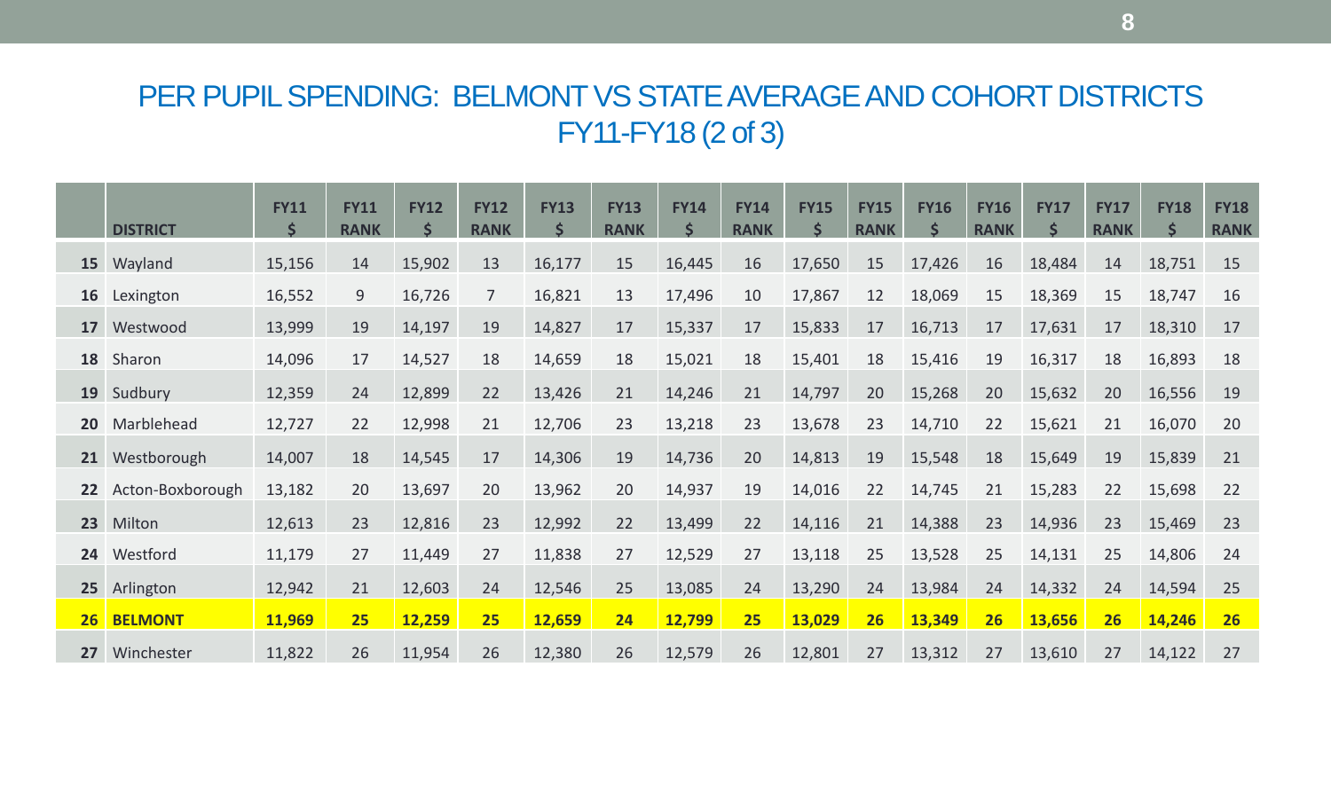# PER PUPIL SPENDING: BELMONT VS STATE AVERAGE AND COHORT DISTRICTS FY11-FY18 (2 of 3)

| | DISTRICT | FY11 $ | FY11 RANK | FY12 $ | FY12 RANK | FY13 $ | FY13 RANK | FY14 $ | FY14 RANK | FY15 $ | FY15 RANK | FY16 $ | FY16 RANK | FY17 $ | FY17 RANK | FY18 $ | FY18 RANK |
|---|---|---|---|---|---|---|---|---|---|---|---|---|---|---|---|---|---|
| 15 | Wayland | 15,156 | 14 | 15,902 | 13 | 16,177 | 15 | 16,445 | 16 | 17,650 | 15 | 17,426 | 16 | 18,484 | 14 | 18,751 | 15 |
| 16 | Lexington | 16,552 | 9 | 16,726 | 7 | 16,821 | 13 | 17,496 | 10 | 17,867 | 12 | 18,069 | 15 | 18,369 | 15 | 18,747 | 16 |
| 17 | Westwood | 13,999 | 19 | 14,197 | 19 | 14,827 | 17 | 15,337 | 17 | 15,833 | 17 | 16,713 | 17 | 17,631 | 17 | 18,310 | 17 |
| 18 | Sharon | 14,096 | 17 | 14,527 | 18 | 14,659 | 18 | 15,021 | 18 | 15,401 | 18 | 15,416 | 19 | 16,317 | 18 | 16,893 | 18 |
| 19 | Sudbury | 12,359 | 24 | 12,899 | 22 | 13,426 | 21 | 14,246 | 21 | 14,797 | 20 | 15,268 | 20 | 15,632 | 20 | 16,556 | 19 |
| 20 | Marblehead | 12,727 | 22 | 12,998 | 21 | 12,706 | 23 | 13,218 | 23 | 13,678 | 23 | 14,710 | 22 | 15,621 | 21 | 16,070 | 20 |
| 21 | Westborough | 14,007 | 18 | 14,545 | 17 | 14,306 | 19 | 14,736 | 20 | 14,813 | 19 | 15,548 | 18 | 15,649 | 19 | 15,839 | 21 |
| 22 | Acton-Boxborough | 13,182 | 20 | 13,697 | 20 | 13,962 | 20 | 14,937 | 19 | 14,016 | 22 | 14,745 | 21 | 15,283 | 22 | 15,698 | 22 |
| 23 | Milton | 12,613 | 23 | 12,816 | 23 | 12,992 | 22 | 13,499 | 22 | 14,116 | 21 | 14,388 | 23 | 14,936 | 23 | 15,469 | 23 |
| 24 | Westford | 11,179 | 27 | 11,449 | 27 | 11,838 | 27 | 12,529 | 27 | 13,118 | 25 | 13,528 | 25 | 14,131 | 25 | 14,806 | 24 |
| 25 | Arlington | 12,942 | 21 | 12,603 | 24 | 12,546 | 25 | 13,085 | 24 | 13,290 | 24 | 13,984 | 24 | 14,332 | 24 | 14,594 | 25 |
| **26** | **BELMONT** | **11,969** | **25** | **12,259** | **25** | **12,659** | **24** | **12,799** | **25** | **13,029** | **26** | **13,349** | **26** | **13,656** | **26** | **14,246** | **26** |
| 27 | Winchester | 11,822 | 26 | 11,954 | 26 | 12,380 | 26 | 12,579 | 26 | 12,801 | 27 | 13,312 | 27 | 13,610 | 27 | 14,122 | 27 |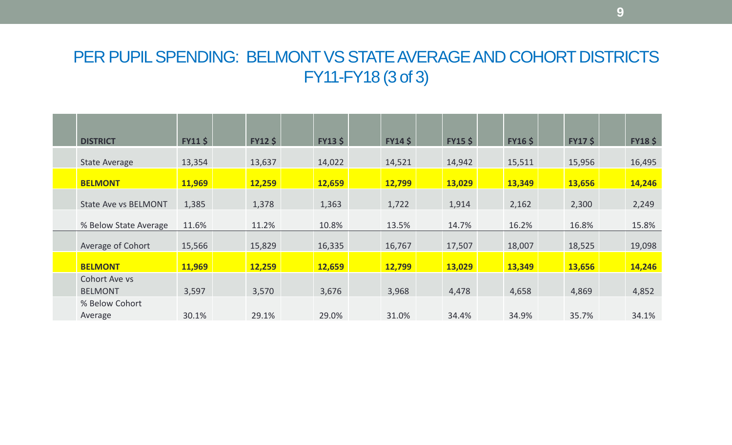# PER PUPIL SPENDING: BELMONT VS STATE AVERAGE AND COHORT DISTRICTS FY11-FY18 (3 of 3)

| DISTRICT | FY11 $ | FY12 $ | FY13 $ | FY14 $ | FY15 $ | FY16 $ | FY17 $ | FY18 $ |
|---|---|---|---|---|---|---|---|---|
| State Average | 13,354 | 13,637 | 14,022 | 14,521 | 14,942 | 15,511 | 15,956 | 16,495 |
| **BELMONT** | **11,969** | **12,259** | **12,659** | **12,799** | **13,029** | **13,349** | **13,656** | **14,246** |
| State Ave vs BELMONT | 1,385 | 1,378 | 1,363 | 1,722 | 1,914 | 2,162 | 2,300 | 2,249 |
| % Below State Average | 11.6% | 11.2% | 10.8% | 13.5% | 14.7% | 16.2% | 16.8% | 15.8% |
| Average of Cohort | 15,566 | 15,829 | 16,335 | 16,767 | 17,507 | 18,007 | 18,525 | 19,098 |
| **BELMONT** | **11,969** | **12,259** | **12,659** | **12,799** | **13,029** | **13,349** | **13,656** | **14,246** |
| Cohort Ave vs BELMONT | 3,597 | 3,570 | 3,676 | 3,968 | 4,478 | 4,658 | 4,869 | 4,852 |
| % Below Cohort Average | 30.1% | 29.1% | 29.0% | 31.0% | 34.4% | 34.9% | 35.7% | 34.1% |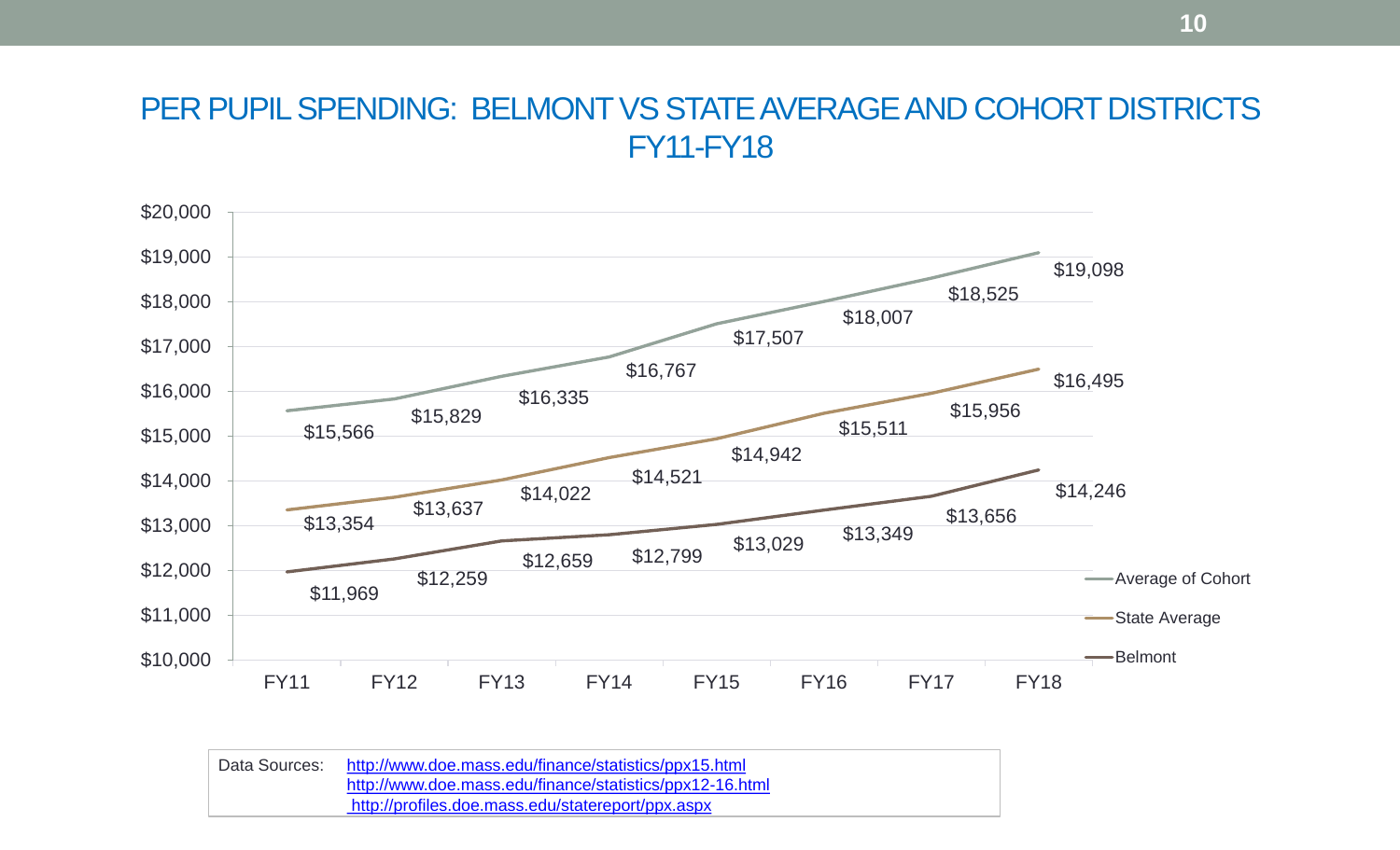# PER PUPIL SPENDING: BELMONT VS STATE AVERAGE AND COHORT DISTRICTS FY11-FY18

| | FY11 | FY12 | FY13 | FY14 | FY15 | FY16 | FY17 | FY18 |
|---|---|---|---|---|---|---|---|---|
| Average of Cohort | $15,566 | $15,829 | $16,335 | $16,767 | $17,507 | $18,007 | $18,525 | $19,098 |
| State Average | $13,354 | $13,637 | $14,022 | $14,521 | $14,942 | $15,511 | $15,956 | $16,495 |
| Belmont | $11,969 | $12,259 | $12,659 | $12,799 | $13,029 | $13,349 | $13,656 | $14,246 |

Data Sources: http://www.doe.mass.edu/finance/statistics/ppx15.html
http://www.doe.mass.edu/finance/statistics/ppx12-16.html
http://profiles.doe.mass.edu/statereport/ppx.aspx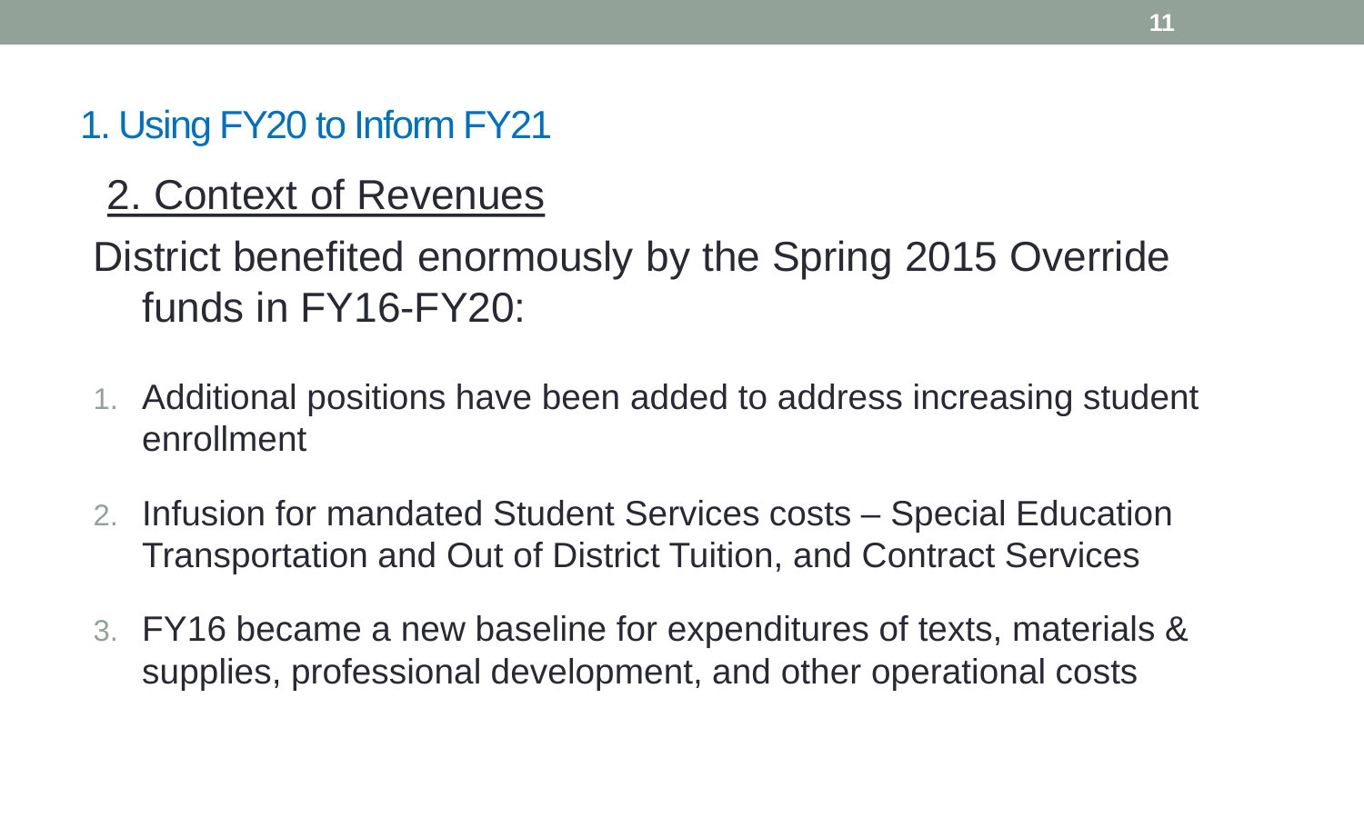## 1. Using FY20 to Inform FY21

### 2. Context of Revenues

District benefited enormously by the Spring 2015 Override funds in FY16-FY20:

1. Additional positions have been added to address increasing student enrollment
2. Infusion for mandated Student Services costs – Special Education Transportation and Out of District Tuition, and Contract Services
3. FY16 became a new baseline for expenditures of texts, materials & supplies, professional development, and other operational costs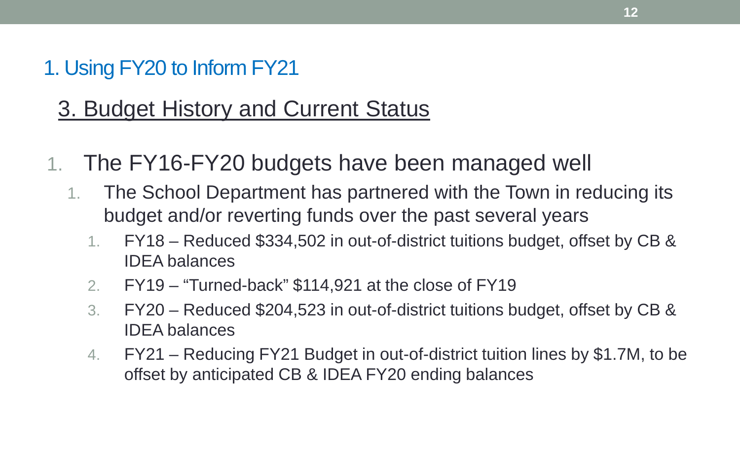# 1. Using FY20 to Inform FY21

## 3. Budget History and Current Status

1. The FY16-FY20 budgets have been managed well
    1. The School Department has partnered with the Town in reducing its budget and/or reverting funds over the past several years
        1. FY18 – Reduced $334,502 in out-of-district tuitions budget, offset by CB & IDEA balances
        2. FY19 – “Turned-back” $114,921 at the close of FY19
        3. FY20 – Reduced $204,523 in out-of-district tuitions budget, offset by CB & IDEA balances
        4. FY21 – Reducing FY21 Budget in out-of-district tuition lines by $1.7M, to be offset by anticipated CB & IDEA FY20 ending balances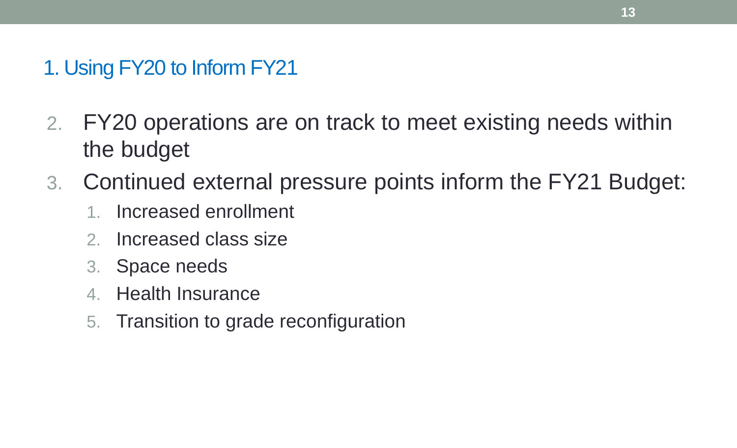## 1. Using FY20 to Inform FY21

2. FY20 operations are on track to meet existing needs within the budget
3. Continued external pressure points inform the FY21 Budget:
   1. Increased enrollment
   2. Increased class size
   3. Space needs
   4. Health Insurance
   5. Transition to grade reconfiguration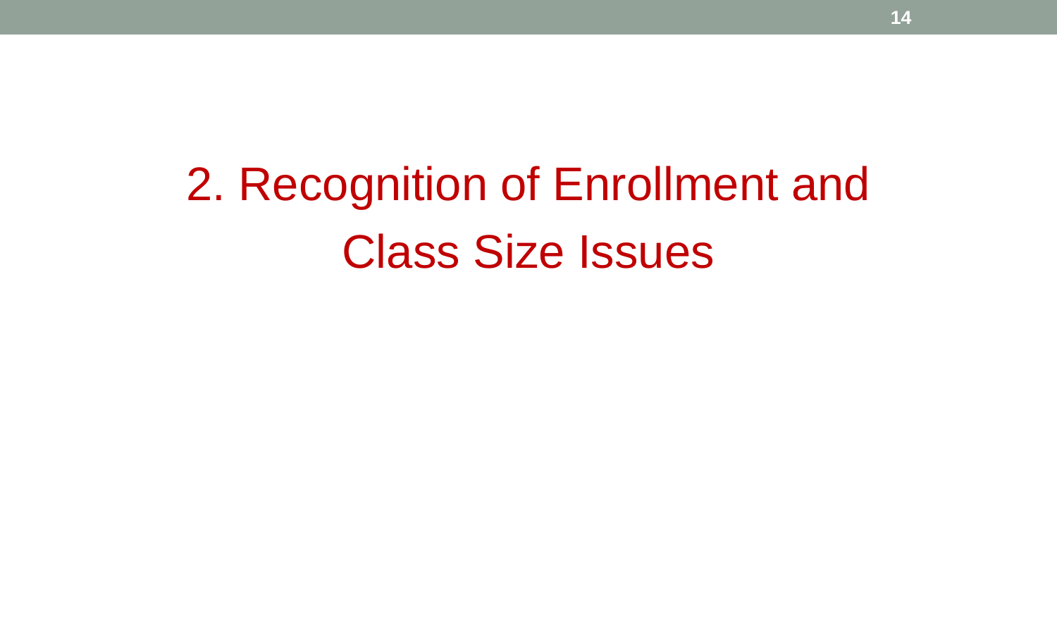# 2. Recognition of Enrollment and Class Size Issues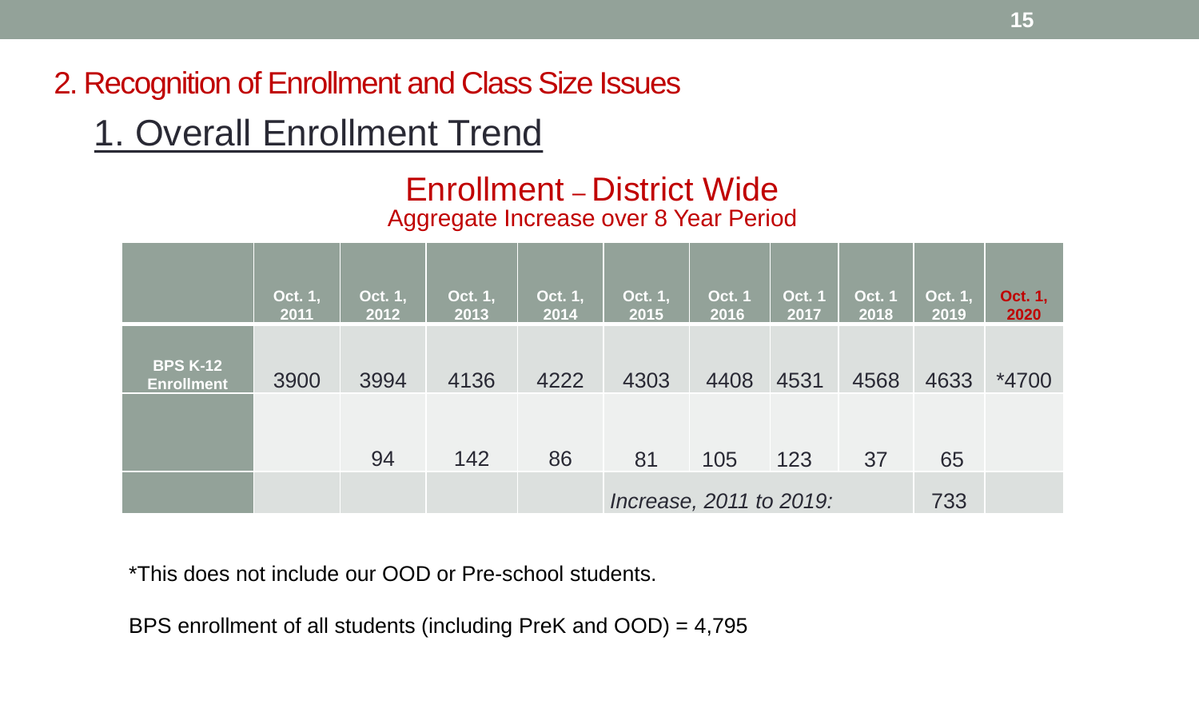## 2. Recognition of Enrollment and Class Size Issues

### 1. Overall Enrollment Trend

**Enrollment – District Wide**

Aggregate Increase over 8 Year Period

| | Oct. 1, 2011 | Oct. 1, 2012 | Oct. 1, 2013 | Oct. 1, 2014 | Oct. 1, 2015 | Oct. 1 2016 | Oct. 1 2017 | Oct. 1 2018 | Oct. 1, 2019 | Oct. 1, 2020 |
|---|---|---|---|---|---|---|---|---|---|---|
| BPS K-12 Enrollment | 3900 | 3994 | 4136 | 4222 | 4303 | 4408 | 4531 | 4568 | 4633 | *4700 |
| | | 94 | 142 | 86 | 81 | 105 | 123 | 37 | 65 | |
| | | | | | *Increase, 2011 to 2019:* | | | | 733 | |

*This does not include our OOD or Pre-school students.

BPS enrollment of all students (including PreK and OOD) = 4,795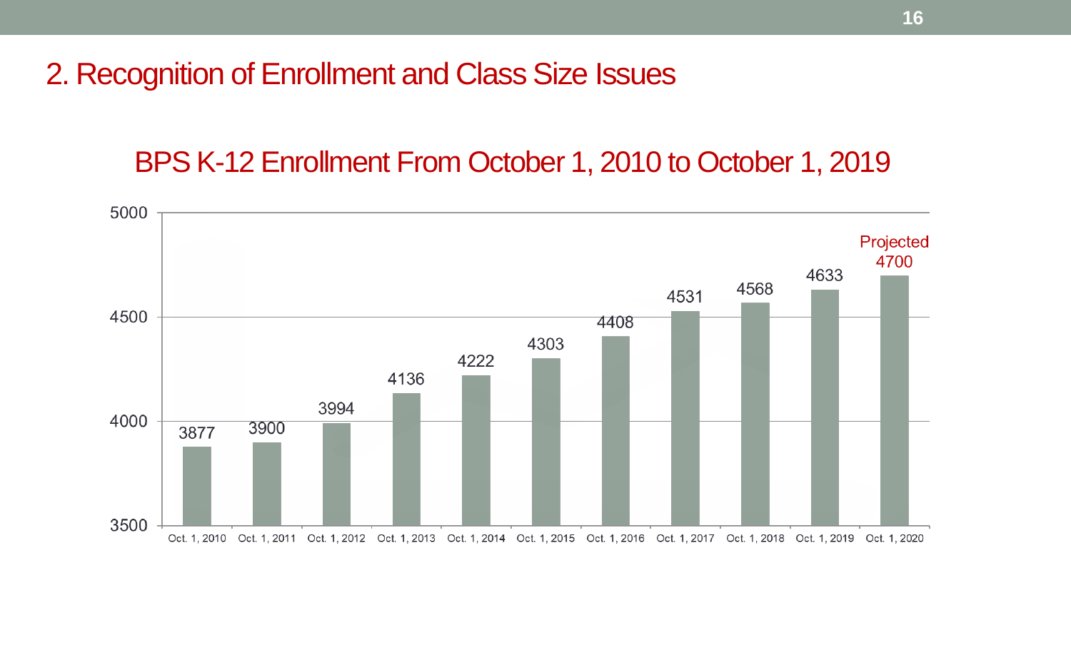## 2. Recognition of Enrollment and Class Size Issues

### BPS K-12 Enrollment From October 1, 2010 to October 1, 2019

| Date | Enrollment |
|---|---|
| Oct. 1, 2010 | 3877 |
| Oct. 1, 2011 | 3900 |
| Oct. 1, 2012 | 3994 |
| Oct. 1, 2013 | 4136 |
| Oct. 1, 2014 | 4222 |
| Oct. 1, 2015 | 4303 |
| Oct. 1, 2016 | 4408 |
| Oct. 1, 2017 | 4531 |
| Oct. 1, 2018 | 4568 |
| Oct. 1, 2019 | 4633 |
| Oct. 1, 2020 | Projected 4700 |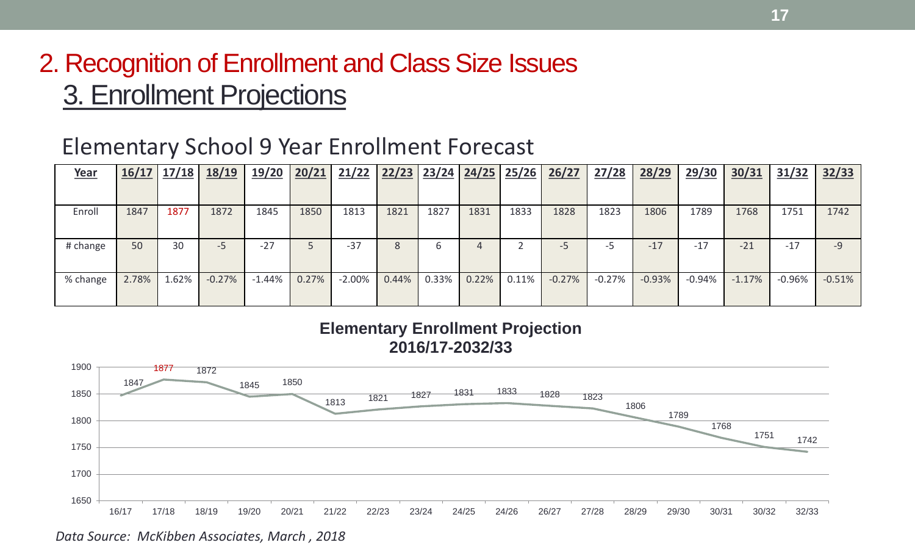# 2. Recognition of Enrollment and Class Size Issues

## 3. Enrollment Projections

### Elementary School 9 Year Enrollment Forecast

| Year | 16/17 | 17/18 | 18/19 | 19/20 | 20/21 | 21/22 | 22/23 | 23/24 | 24/25 | 25/26 | 26/27 | 27/28 | 28/29 | 29/30 | 30/31 | 31/32 | 32/33 |
|---|---|---|---|---|---|---|---|---|---|---|---|---|---|---|---|---|---|
| Enroll | 1847 | 1877 | 1872 | 1845 | 1850 | 1813 | 1821 | 1827 | 1831 | 1833 | 1828 | 1823 | 1806 | 1789 | 1768 | 1751 | 1742 |
| # change | 50 | 30 | -5 | -27 | 5 | -37 | 8 | 6 | 4 | 2 | -5 | -5 | -17 | -17 | -21 | -17 | -9 |
| % change | 2.78% | 1.62% | -0.27% | -1.44% | 0.27% | -2.00% | 0.44% | 0.33% | 0.22% | 0.11% | -0.27% | -0.27% | -0.93% | -0.94% | -1.17% | -0.96% | -0.51% |

**Elementary Enrollment Projection 2016/17-2032/33**

| 16/17 | 17/18 | 18/19 | 19/20 | 20/21 | 21/22 | 22/23 | 23/24 | 24/25 | 24/26 | 26/27 | 27/28 | 28/29 | 29/30 | 30/31 | 30/32 | 32/33 |
|---|---|---|---|---|---|---|---|---|---|---|---|---|---|---|---|---|
| 1847 | 1877 | 1872 | 1845 | 1850 | 1813 | 1821 | 1827 | 1831 | 1833 | 1828 | 1823 | 1806 | 1789 | 1768 | 1751 | 1742 |

*Data Source: McKibben Associates, March , 2018*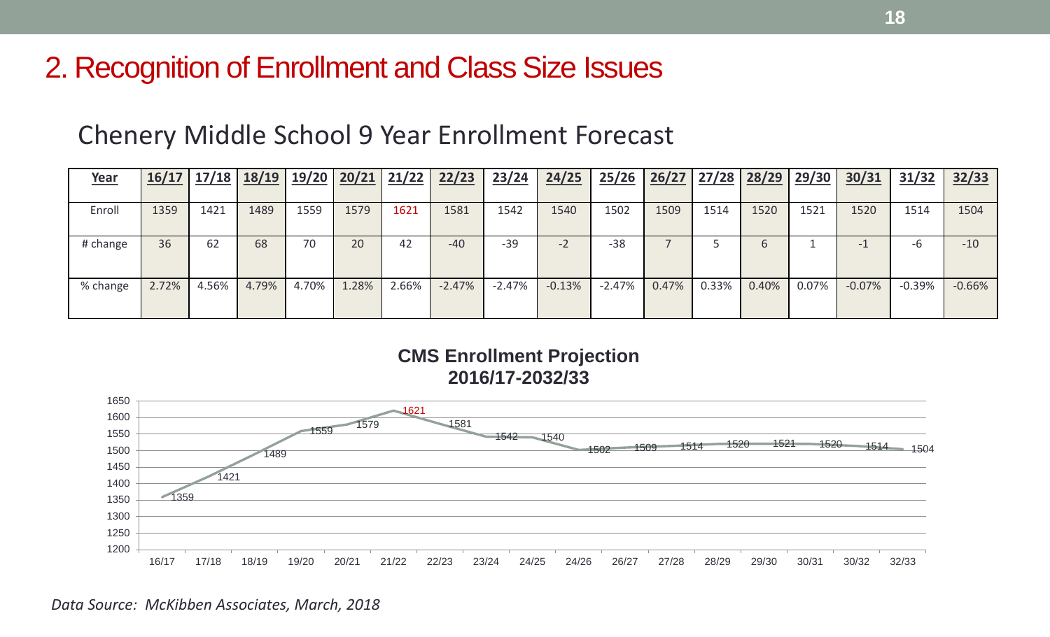# 2. Recognition of Enrollment and Class Size Issues

## Chenery Middle School 9 Year Enrollment Forecast

| Year | 16/17 | 17/18 | 18/19 | 19/20 | 20/21 | 21/22 | 22/23 | 23/24 | 24/25 | 25/26 | 26/27 | 27/28 | 28/29 | 29/30 | 30/31 | 31/32 | 32/33 |
|---|---|---|---|---|---|---|---|---|---|---|---|---|---|---|---|---|---|
| Enroll | 1359 | 1421 | 1489 | 1559 | 1579 | 1621 | 1581 | 1542 | 1540 | 1502 | 1509 | 1514 | 1520 | 1521 | 1520 | 1514 | 1504 |
| # change | 36 | 62 | 68 | 70 | 20 | 42 | -40 | -39 | -2 | -38 | 7 | 5 | 6 | 1 | -1 | -6 | -10 |
| % change | 2.72% | 4.56% | 4.79% | 4.70% | 1.28% | 2.66% | -2.47% | -2.47% | -0.13% | -2.47% | 0.47% | 0.33% | 0.40% | 0.07% | -0.07% | -0.39% | -0.66% |

**CMS Enrollment Projection**
**2016/17-2032/33**

| Year | 16/17 | 17/18 | 18/19 | 19/20 | 20/21 | 21/22 | 22/23 | 23/24 | 24/25 | 24/26 | 26/27 | 27/28 | 28/29 | 29/30 | 30/31 | 30/32 | 32/33 |
|---|---|---|---|---|---|---|---|---|---|---|---|---|---|---|---|---|---|
| Enrollment | 1359 | 1421 | 1489 | 1559 | 1579 | 1621 | 1581 | 1542 | 1540 | 1502 | 1509 | 1514 | 1520 | 1521 | 1520 | 1514 | 1504 |

*Data Source: McKibben Associates, March, 2018*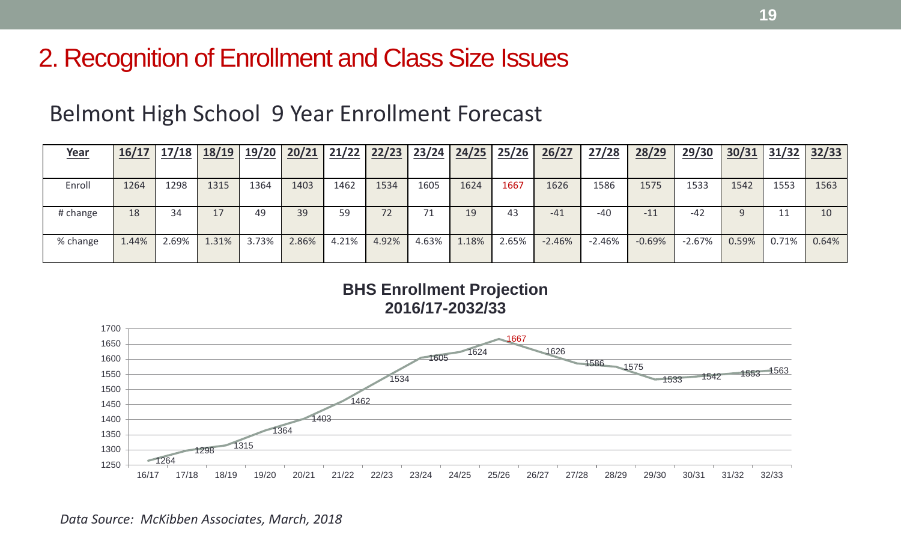# 2. Recognition of Enrollment and Class Size Issues

## Belmont High School 9 Year Enrollment Forecast

| Year | 16/17 | 17/18 | 18/19 | 19/20 | 20/21 | 21/22 | 22/23 | 23/24 | 24/25 | 25/26 | 26/27 | 27/28 | 28/29 | 29/30 | 30/31 | 31/32 | 32/33 |
|---|---|---|---|---|---|---|---|---|---|---|---|---|---|---|---|---|---|
| Enroll | 1264 | 1298 | 1315 | 1364 | 1403 | 1462 | 1534 | 1605 | 1624 | 1667 | 1626 | 1586 | 1575 | 1533 | 1542 | 1553 | 1563 |
| # change | 18 | 34 | 17 | 49 | 39 | 59 | 72 | 71 | 19 | 43 | -41 | -40 | -11 | -42 | 9 | 11 | 10 |
| % change | 1.44% | 2.69% | 1.31% | 3.73% | 2.86% | 4.21% | 4.92% | 4.63% | 1.18% | 2.65% | -2.46% | -2.46% | -0.69% | -2.67% | 0.59% | 0.71% | 0.64% |

**BHS Enrollment Projection 2016/17-2032/33**

| Year | 16/17 | 17/18 | 18/19 | 19/20 | 20/21 | 21/22 | 22/23 | 23/24 | 24/25 | 25/26 | 26/27 | 27/28 | 28/29 | 29/30 | 30/31 | 31/32 | 32/33 |
|---|---|---|---|---|---|---|---|---|---|---|---|---|---|---|---|---|---|
| Enrollment | 1264 | 1298 | 1315 | 1364 | 1403 | 1462 | 1534 | 1605 | 1624 | 1667 | 1626 | 1586 | 1575 | 1533 | 1542 | 1553 | 1563 |

*Data Source: McKibben Associates, March, 2018*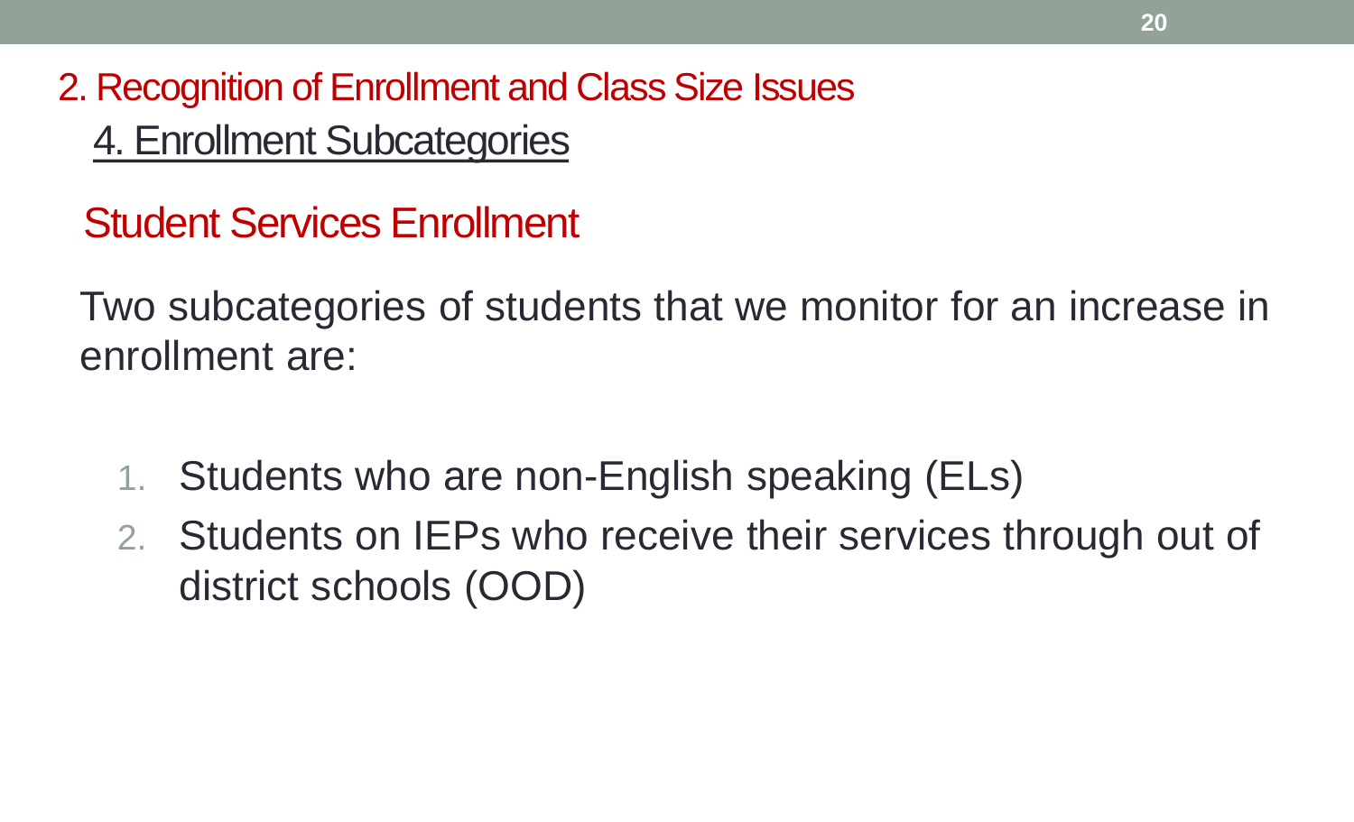## 2. Recognition of Enrollment and Class Size Issues

### 4. Enrollment Subcategories

### Student Services Enrollment

Two subcategories of students that we monitor for an increase in enrollment are:

1. Students who are non-English speaking (ELs)
2. Students on IEPs who receive their services through out of district schools (OOD)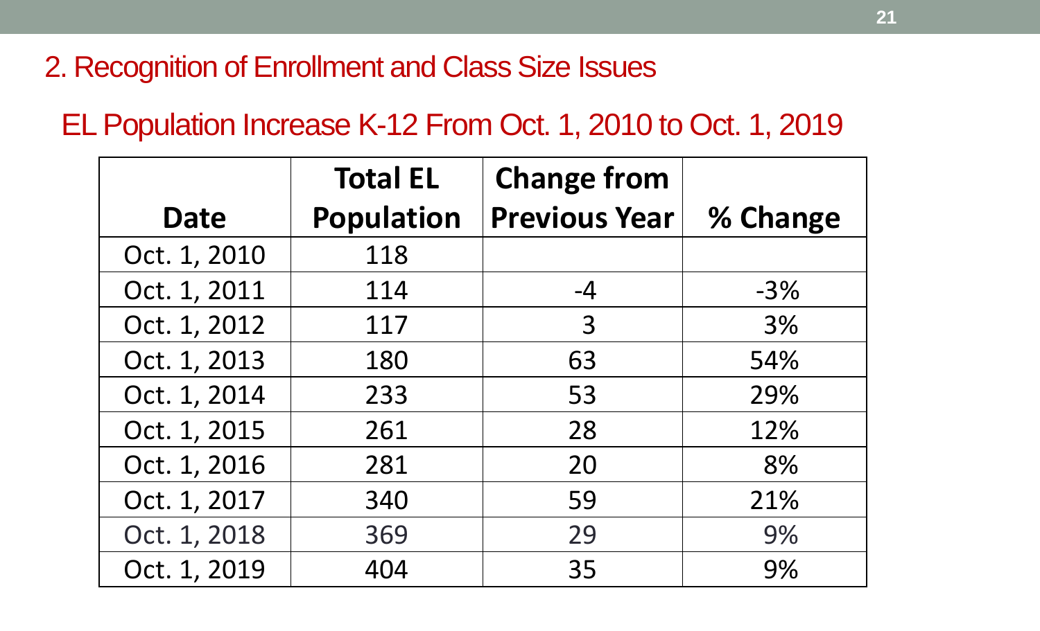## 2. Recognition of Enrollment and Class Size Issues

### EL Population Increase K-12 From Oct. 1, 2010 to Oct. 1, 2019

| Date | Total EL Population | Change from Previous Year | % Change |
|---|---|---|---|
| Oct. 1, 2010 | 118 | | |
| Oct. 1, 2011 | 114 | -4 | -3% |
| Oct. 1, 2012 | 117 | 3 | 3% |
| Oct. 1, 2013 | 180 | 63 | 54% |
| Oct. 1, 2014 | 233 | 53 | 29% |
| Oct. 1, 2015 | 261 | 28 | 12% |
| Oct. 1, 2016 | 281 | 20 | 8% |
| Oct. 1, 2017 | 340 | 59 | 21% |
| Oct. 1, 2018 | 369 | 29 | 9% |
| Oct. 1, 2019 | 404 | 35 | 9% |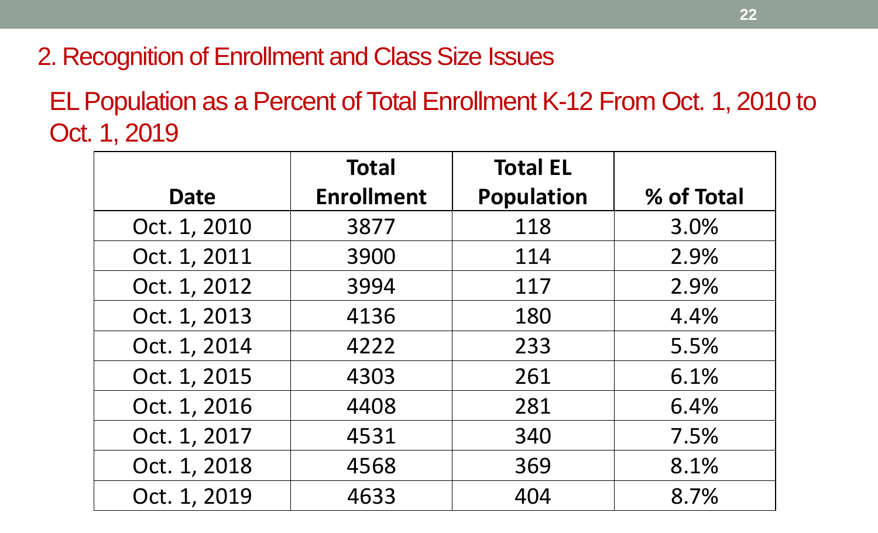## 2. Recognition of Enrollment and Class Size Issues

### EL Population as a Percent of Total Enrollment K-12 From Oct. 1, 2010 to Oct. 1, 2019

| Date | Total Enrollment | Total EL Population | % of Total |
|---|---|---|---|
| Oct. 1, 2010 | 3877 | 118 | 3.0% |
| Oct. 1, 2011 | 3900 | 114 | 2.9% |
| Oct. 1, 2012 | 3994 | 117 | 2.9% |
| Oct. 1, 2013 | 4136 | 180 | 4.4% |
| Oct. 1, 2014 | 4222 | 233 | 5.5% |
| Oct. 1, 2015 | 4303 | 261 | 6.1% |
| Oct. 1, 2016 | 4408 | 281 | 6.4% |
| Oct. 1, 2017 | 4531 | 340 | 7.5% |
| Oct. 1, 2018 | 4568 | 369 | 8.1% |
| Oct. 1, 2019 | 4633 | 404 | 8.7% |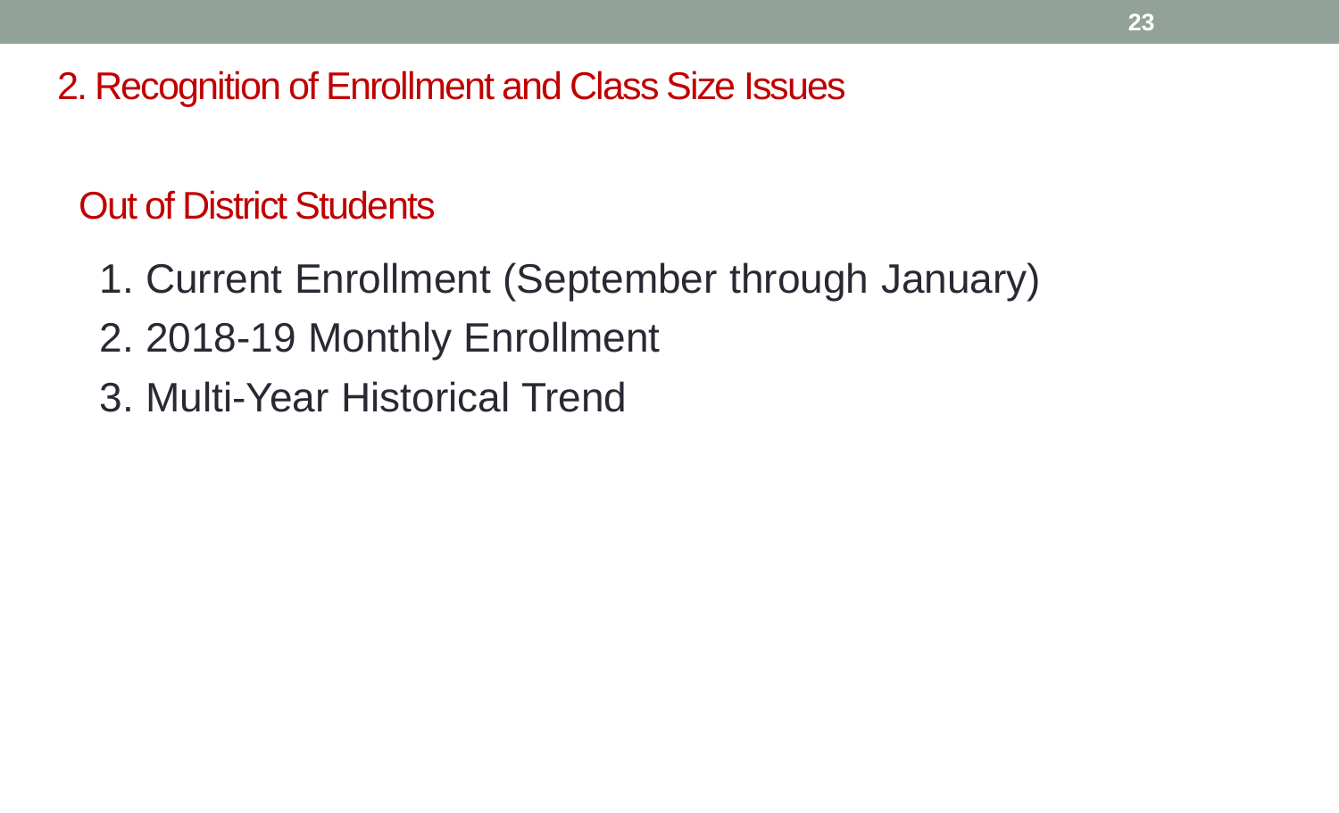## 2. Recognition of Enrollment and Class Size Issues

### Out of District Students

1. Current Enrollment (September through January)
2. 2018-19 Monthly Enrollment
3. Multi-Year Historical Trend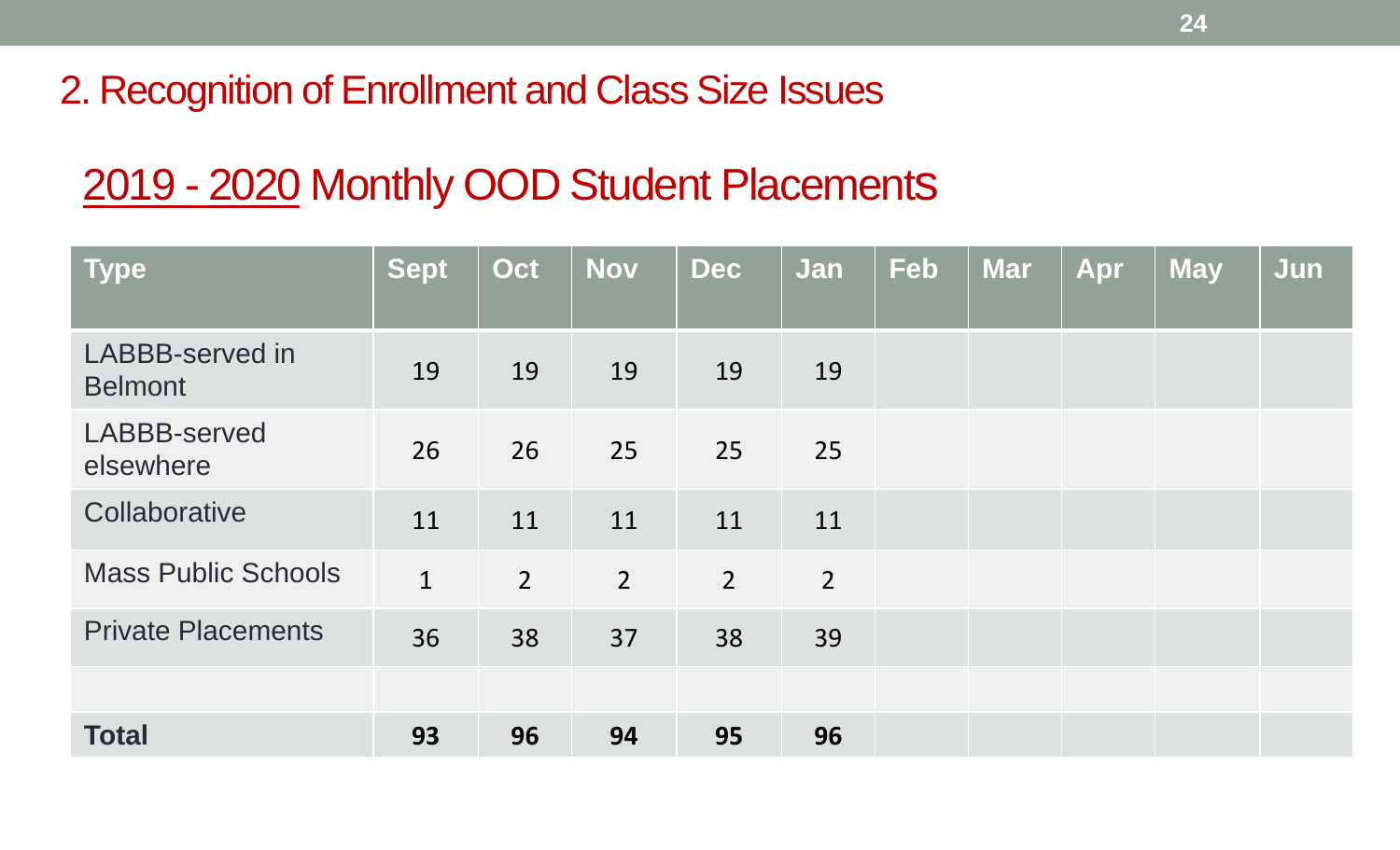## 2. Recognition of Enrollment and Class Size Issues

### 2019 - 2020 Monthly OOD Student Placements

| Type | Sept | Oct | Nov | Dec | Jan | Feb | Mar | Apr | May | Jun |
|---|---|---|---|---|---|---|---|---|---|---|
| LABBB-served in Belmont | 19 | 19 | 19 | 19 | 19 | | | | | |
| LABBB-served elsewhere | 26 | 26 | 25 | 25 | 25 | | | | | |
| Collaborative | 11 | 11 | 11 | 11 | 11 | | | | | |
| Mass Public Schools | 1 | 2 | 2 | 2 | 2 | | | | | |
| Private Placements | 36 | 38 | 37 | 38 | 39 | | | | | |
| | | | | | | | | | | |
| **Total** | **93** | **96** | **94** | **95** | **96** | | | | | |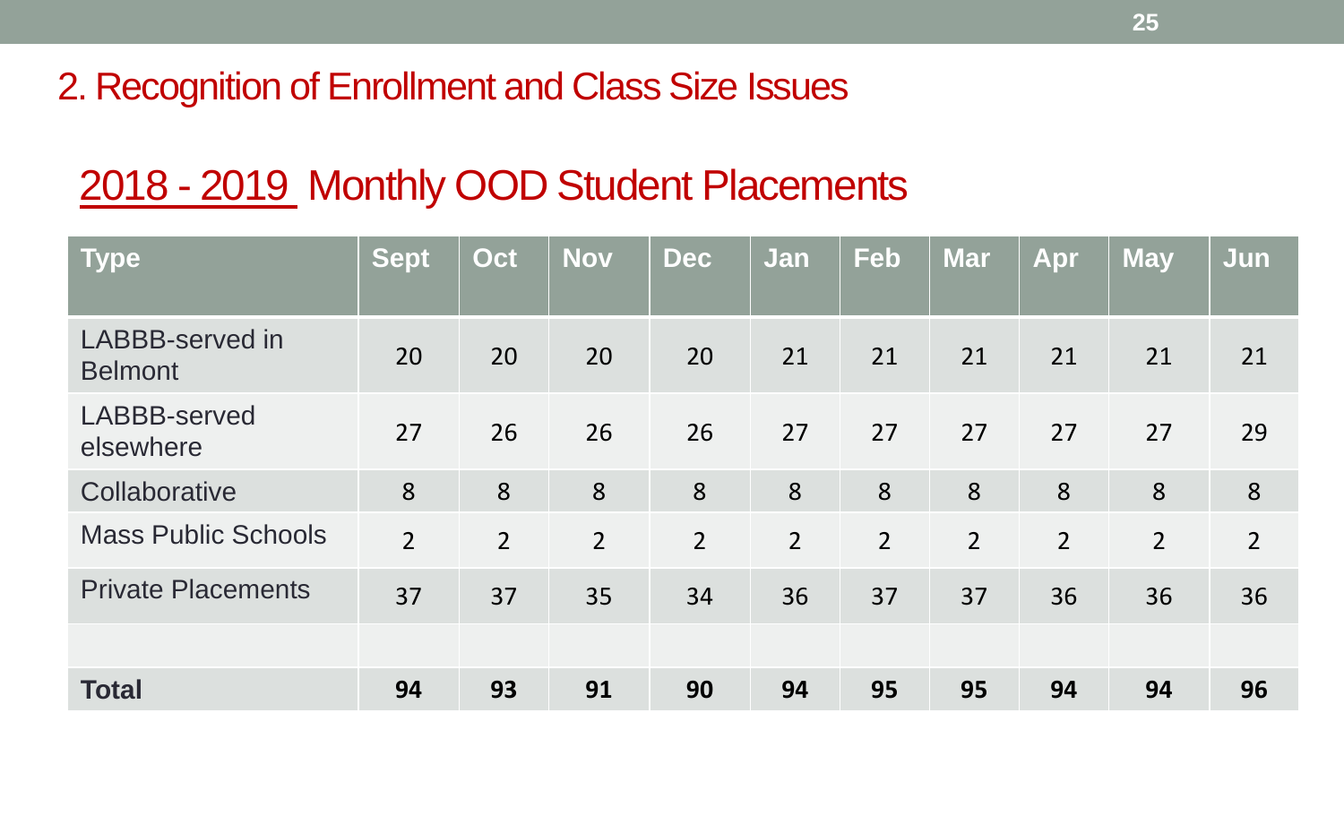## 2. Recognition of Enrollment and Class Size Issues

### 2018 - 2019 Monthly OOD Student Placements

| Type | Sept | Oct | Nov | Dec | Jan | Feb | Mar | Apr | May | Jun |
|---|---|---|---|---|---|---|---|---|---|---|
| LABBB-served in Belmont | 20 | 20 | 20 | 20 | 21 | 21 | 21 | 21 | 21 | 21 |
| LABBB-served elsewhere | 27 | 26 | 26 | 26 | 27 | 27 | 27 | 27 | 27 | 29 |
| Collaborative | 8 | 8 | 8 | 8 | 8 | 8 | 8 | 8 | 8 | 8 |
| Mass Public Schools | 2 | 2 | 2 | 2 | 2 | 2 | 2 | 2 | 2 | 2 |
| Private Placements | 37 | 37 | 35 | 34 | 36 | 37 | 37 | 36 | 36 | 36 |
| | | | | | | | | | | |
| **Total** | **94** | **93** | **91** | **90** | **94** | **95** | **95** | **94** | **94** | **96** |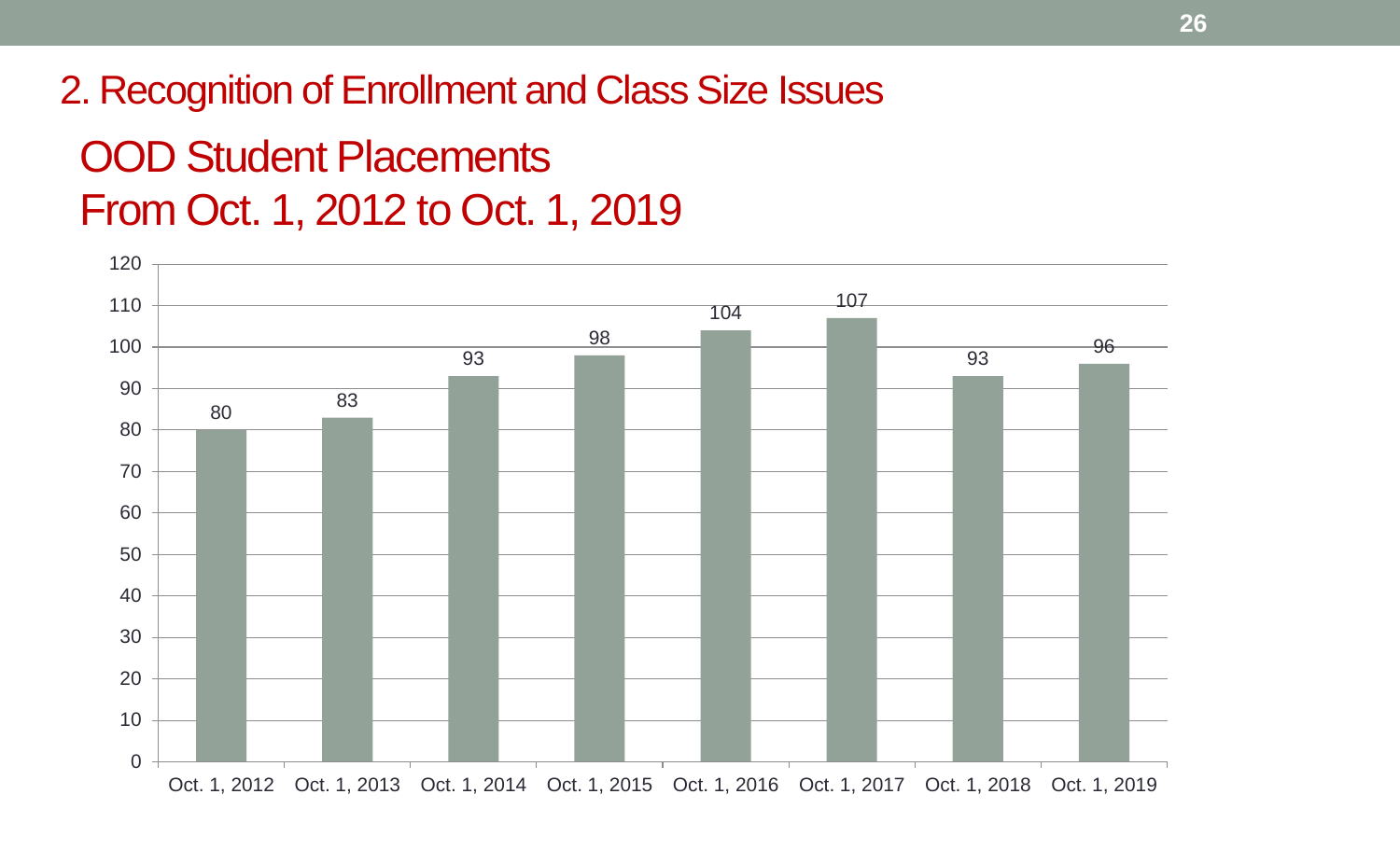## 2. Recognition of Enrollment and Class Size Issues

### OOD Student Placements From Oct. 1, 2012 to Oct. 1, 2019

| Date | OOD Student Placements |
|---|---|
| Oct. 1, 2012 | 80 |
| Oct. 1, 2013 | 83 |
| Oct. 1, 2014 | 93 |
| Oct. 1, 2015 | 98 |
| Oct. 1, 2016 | 104 |
| Oct. 1, 2017 | 107 |
| Oct. 1, 2018 | 93 |
| Oct. 1, 2019 | 96 |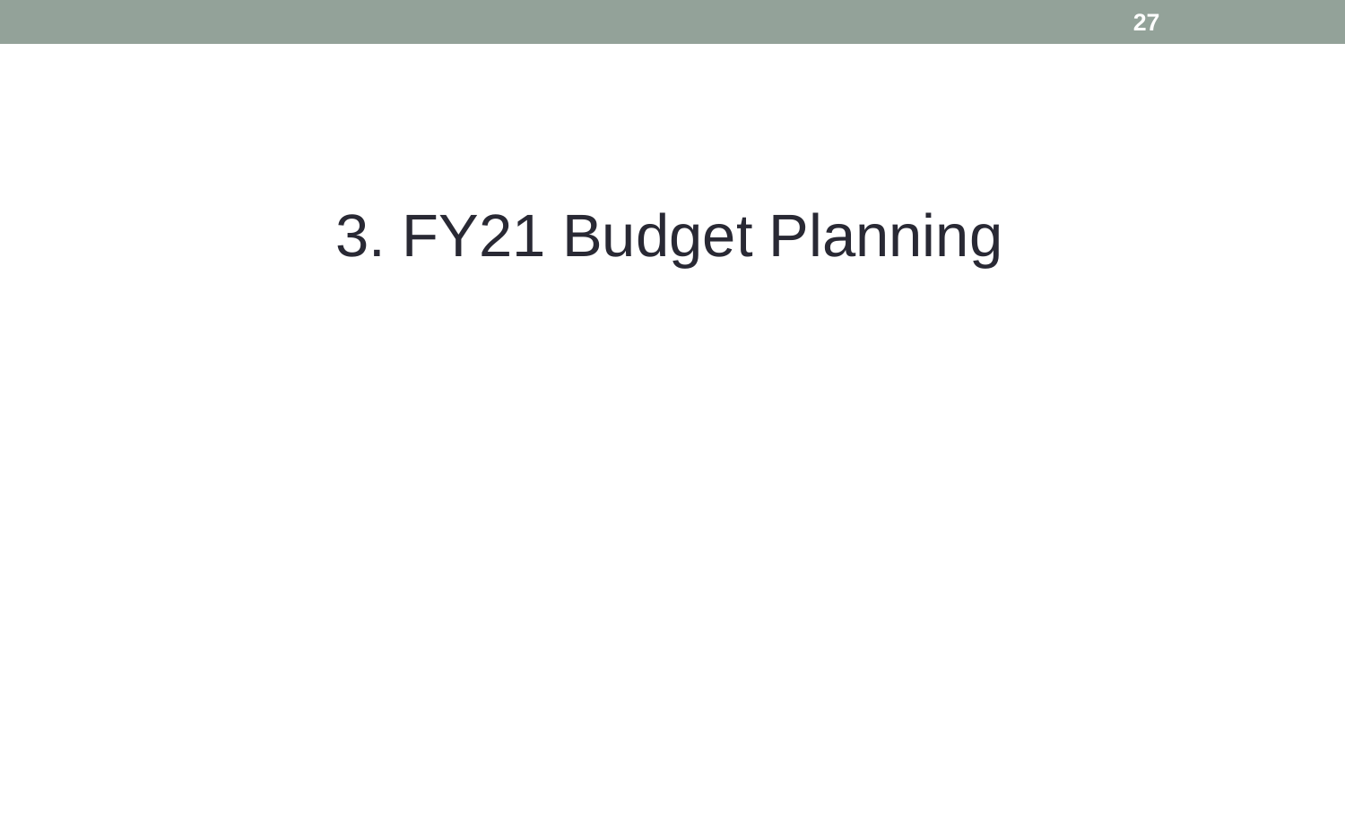# 3. FY21 Budget Planning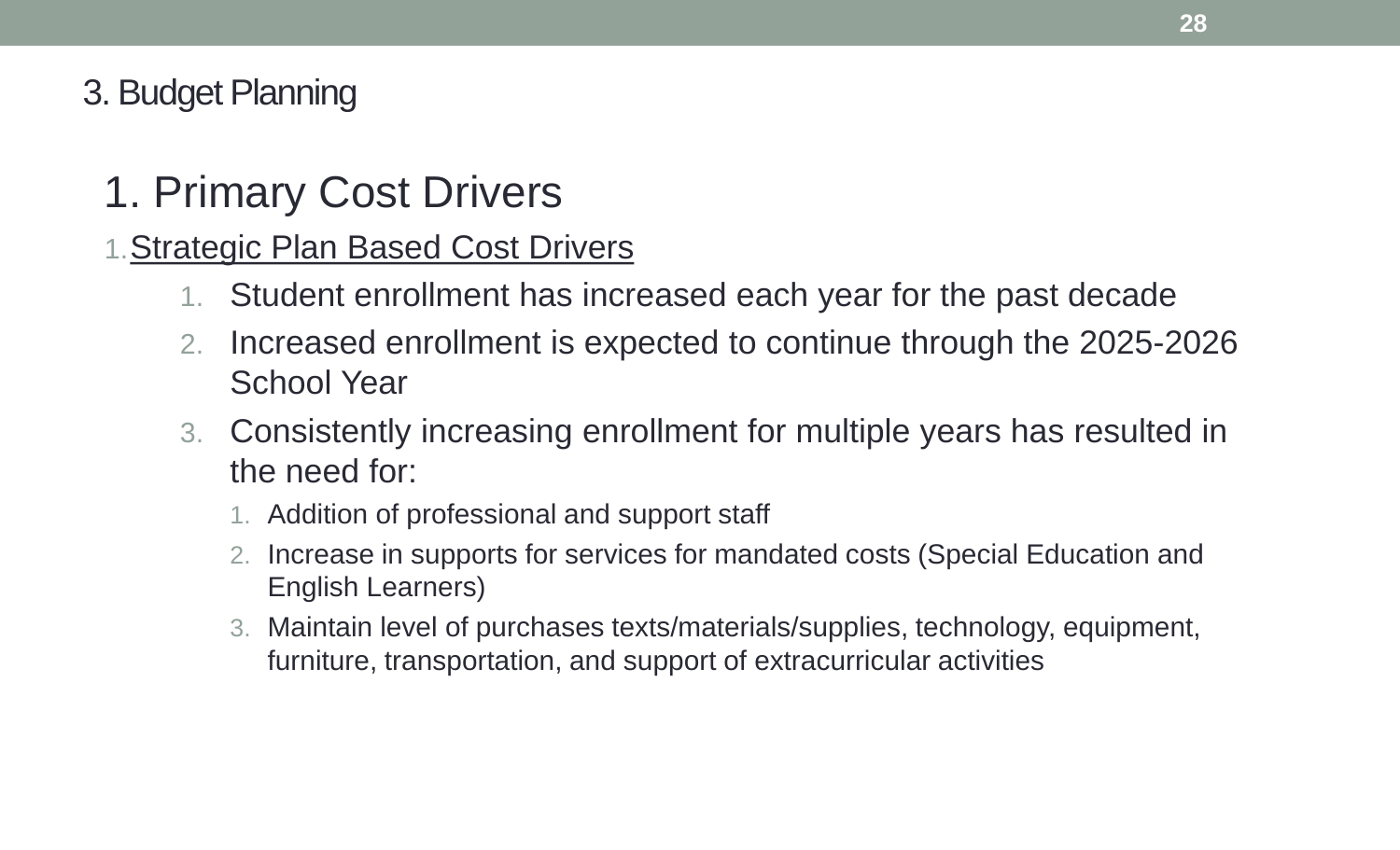# 3. Budget Planning

## 1. Primary Cost Drivers

1. <u>Strategic Plan Based Cost Drivers</u>
   1. Student enrollment has increased each year for the past decade
   2. Increased enrollment is expected to continue through the 2025-2026 School Year
   3. Consistently increasing enrollment for multiple years has resulted in the need for:
      1. Addition of professional and support staff
      2. Increase in supports for services for mandated costs (Special Education and English Learners)
      3. Maintain level of purchases texts/materials/supplies, technology, equipment, furniture, transportation, and support of extracurricular activities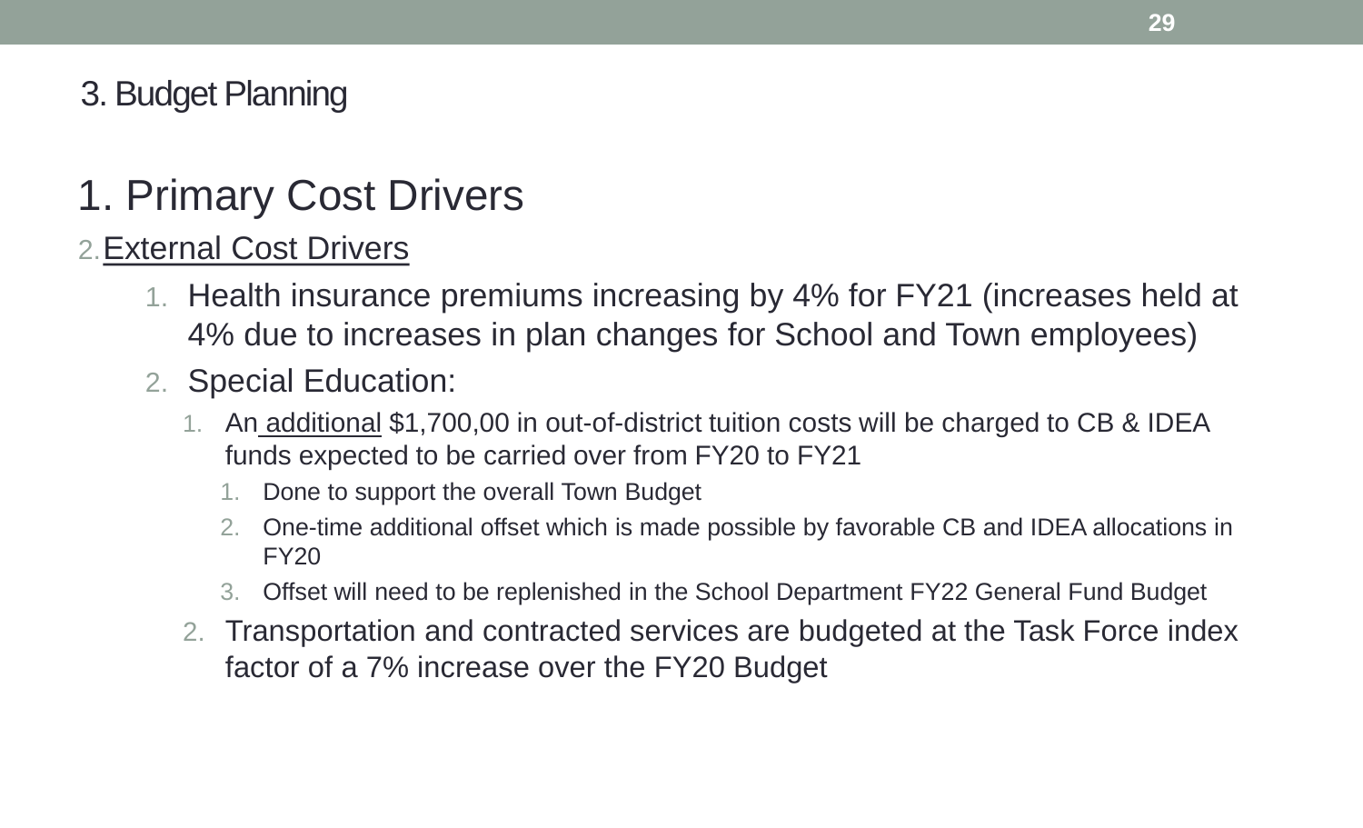3. Budget Planning

# 1. Primary Cost Drivers

2. External Cost Drivers

   1. Health insurance premiums increasing by 4% for FY21 (increases held at 4% due to increases in plan changes for School and Town employees)
   2. Special Education:
      1. An additional $1,700,00 in out-of-district tuition costs will be charged to CB & IDEA funds expected to be carried over from FY20 to FY21
         1. Done to support the overall Town Budget
         2. One-time additional offset which is made possible by favorable CB and IDEA allocations in FY20
         3. Offset will need to be replenished in the School Department FY22 General Fund Budget
      2. Transportation and contracted services are budgeted at the Task Force index factor of a 7% increase over the FY20 Budget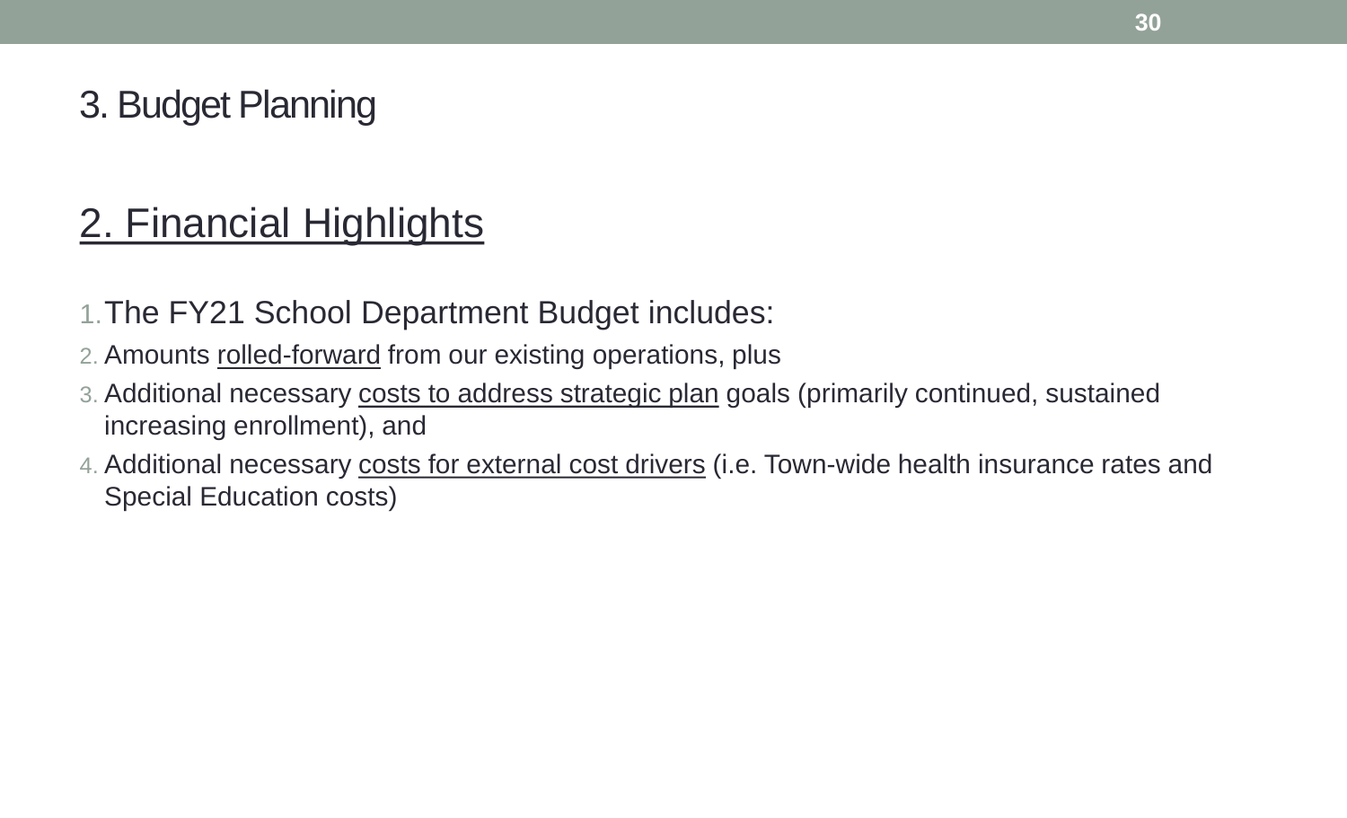# 3. Budget Planning

## 2. Financial Highlights

1. The FY21 School Department Budget includes:
2. Amounts rolled-forward from our existing operations, plus
3. Additional necessary costs to address strategic plan goals (primarily continued, sustained increasing enrollment), and
4. Additional necessary costs for external cost drivers (i.e. Town-wide health insurance rates and Special Education costs)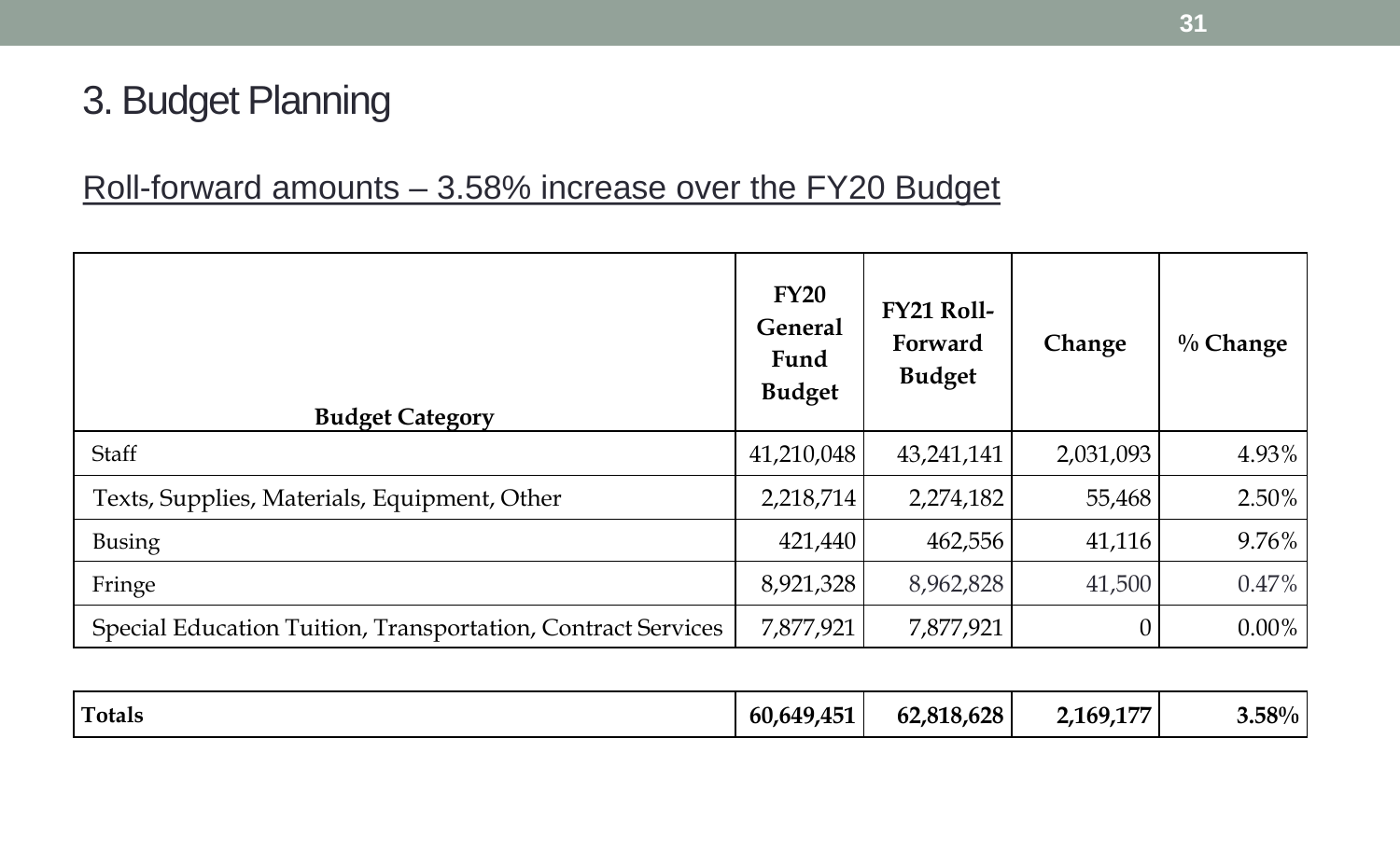## 3. Budget Planning

Roll-forward amounts – 3.58% increase over the FY20 Budget

| Budget Category | FY20 General Fund Budget | FY21 Roll-Forward Budget | Change | % Change |
|---|---|---|---|---|
| Staff | 41,210,048 | 43,241,141 | 2,031,093 | 4.93% |
| Texts, Supplies, Materials, Equipment, Other | 2,218,714 | 2,274,182 | 55,468 | 2.50% |
| Busing | 421,440 | 462,556 | 41,116 | 9.76% |
| Fringe | 8,921,328 | 8,962,828 | 41,500 | 0.47% |
| Special Education Tuition, Transportation, Contract Services | 7,877,921 | 7,877,921 | 0 | 0.00% |
| **Totals** | **60,649,451** | **62,818,628** | **2,169,177** | **3.58%** |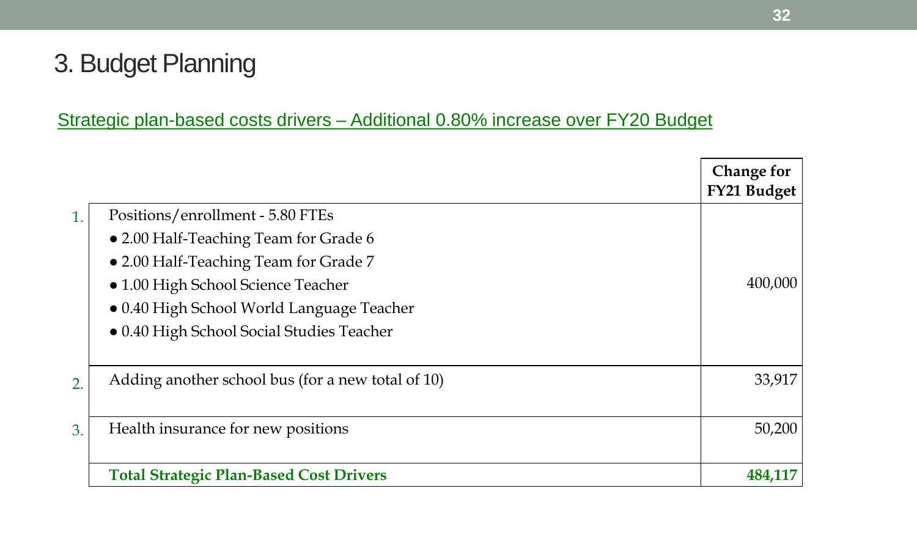# 3. Budget Planning

Strategic plan-based costs drivers – Additional 0.80% increase over FY20 Budget

| | | Change for FY21 Budget |
|---|---|---|
| 1. | Positions/enrollment - 5.80 FTEs<br>• 2.00 Half-Teaching Team for Grade 6<br>• 2.00 Half-Teaching Team for Grade 7<br>• 1.00 High School Science Teacher<br>• 0.40 High School World Language Teacher<br>• 0.40 High School Social Studies Teacher | 400,000 |
| 2. | Adding another school bus (for a new total of 10) | 33,917 |
| 3. | Health insurance for new positions | 50,200 |
| | **Total Strategic Plan-Based Cost Drivers** | **484,117** |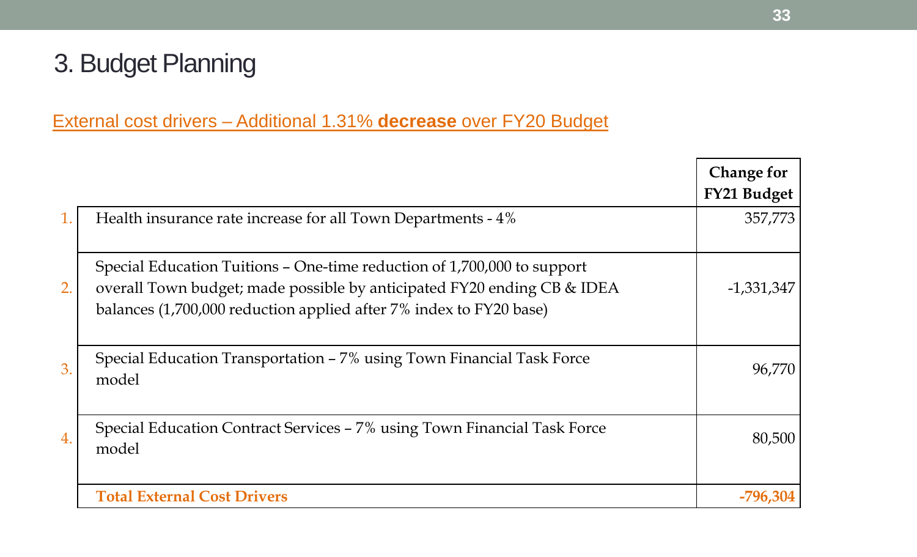# 3. Budget Planning

External cost drivers – Additional 1.31% **decrease** over FY20 Budget

| | | Change for FY21 Budget |
|---|---|---|
| 1. | Health insurance rate increase for all Town Departments - 4% | 357,773 |
| 2. | Special Education Tuitions – One-time reduction of 1,700,000 to support overall Town budget; made possible by anticipated FY20 ending CB & IDEA balances (1,700,000 reduction applied after 7% index to FY20 base) | -1,331,347 |
| 3. | Special Education Transportation – 7% using Town Financial Task Force model | 96,770 |
| 4. | Special Education Contract Services – 7% using Town Financial Task Force model | 80,500 |
| | **Total External Cost Drivers** | **-796,304** |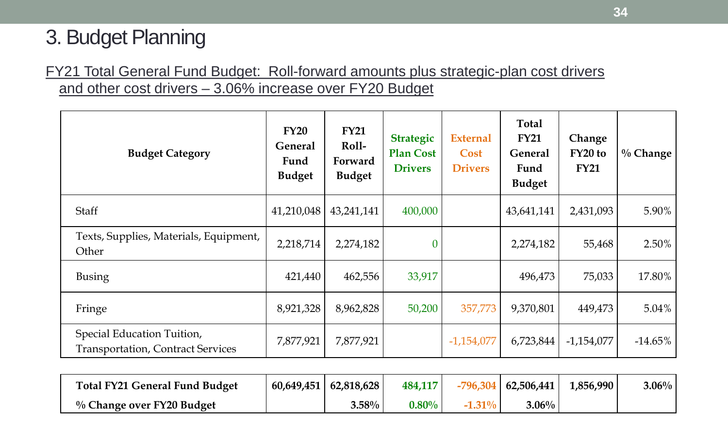# 3. Budget Planning

FY21 Total General Fund Budget: Roll-forward amounts plus strategic-plan cost drivers and other cost drivers – 3.06% increase over FY20 Budget

| Budget Category | FY20 General Fund Budget | FY21 Roll-Forward Budget | Strategic Plan Cost Drivers | External Cost Drivers | Total FY21 General Fund Budget | Change FY20 to FY21 | % Change |
|---|---|---|---|---|---|---|---|
| Staff | 41,210,048 | 43,241,141 | 400,000 | | 43,641,141 | 2,431,093 | 5.90% |
| Texts, Supplies, Materials, Equipment, Other | 2,218,714 | 2,274,182 | 0 | | 2,274,182 | 55,468 | 2.50% |
| Busing | 421,440 | 462,556 | 33,917 | | 496,473 | 75,033 | 17.80% |
| Fringe | 8,921,328 | 8,962,828 | 50,200 | 357,773 | 9,370,801 | 449,473 | 5.04% |
| Special Education Tuition, Transportation, Contract Services | 7,877,921 | 7,877,921 | | -1,154,077 | 6,723,844 | -1,154,077 | -14.65% |
| **Total FY21 General Fund Budget** | **60,649,451** | **62,818,628** | **484,117** | **-796,304** | **62,506,441** | **1,856,990** | **3.06%** |
| **% Change over FY20 Budget** | | **3.58%** | **0.80%** | **-1.31%** | **3.06%** | | |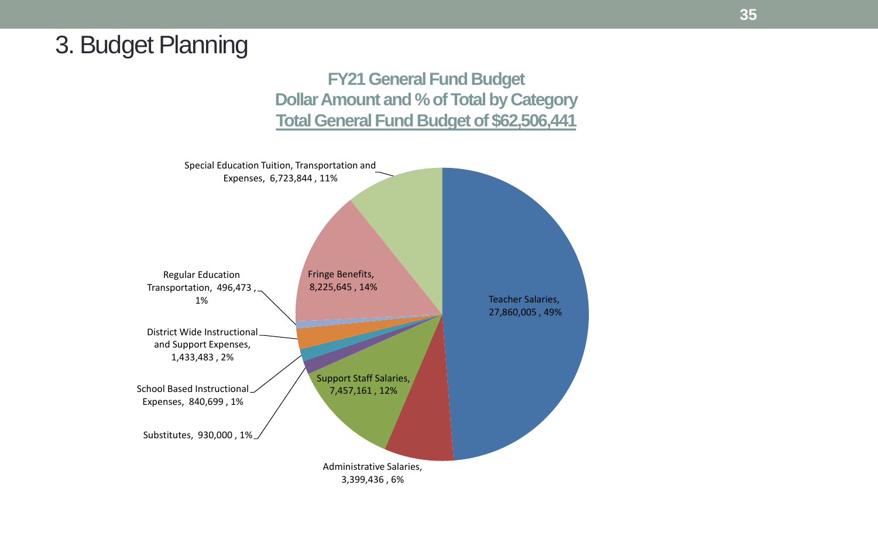# 3. Budget Planning

**FY21 General Fund Budget**
**Dollar Amount and % of Total by Category**
**Total General Fund Budget of $62,506,441**

| Category | Dollar Amount | % of Total |
|---|---|---|
| Teacher Salaries | 27,860,005 | 49% |
| Administrative Salaries | 3,399,436 | 6% |
| Support Staff Salaries | 7,457,161 | 12% |
| Substitutes | 930,000 | 1% |
| School Based Instructional Expenses | 840,699 | 1% |
| District Wide Instructional and Support Expenses | 1,433,483 | 2% |
| Regular Education Transportation | 496,473 | 1% |
| Fringe Benefits | 8,225,645 | 14% |
| Special Education Tuition, Transportation and Expenses | 6,723,844 | 11% |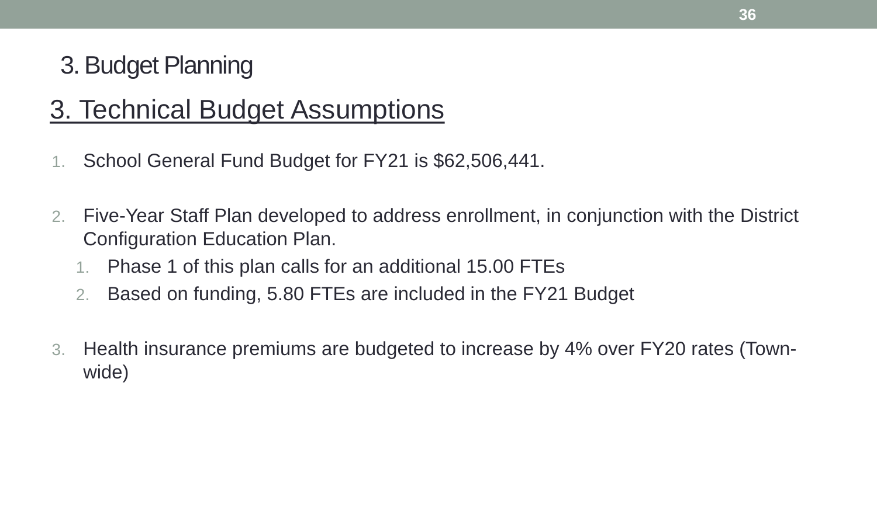# 3. Budget Planning

## 3. Technical Budget Assumptions

1. School General Fund Budget for FY21 is $62,506,441.

2. Five-Year Staff Plan developed to address enrollment, in conjunction with the District Configuration Education Plan.
   1. Phase 1 of this plan calls for an additional 15.00 FTEs
   2. Based on funding, 5.80 FTEs are included in the FY21 Budget

3. Health insurance premiums are budgeted to increase by 4% over FY20 rates (Town-wide)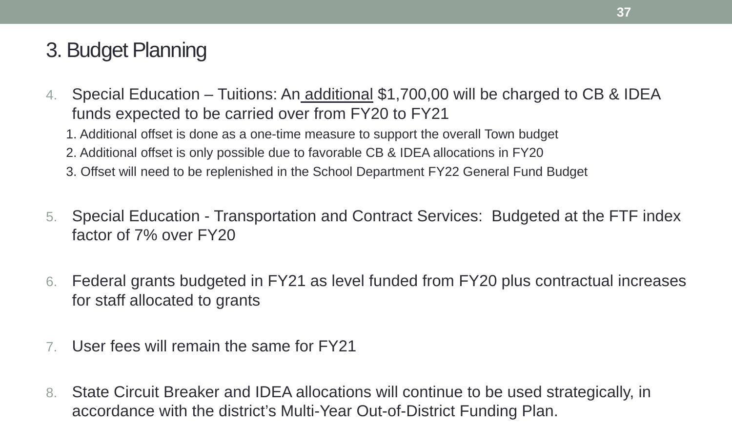# 3. Budget Planning

4. Special Education – Tuitions: An additional $1,700,00 will be charged to CB & IDEA funds expected to be carried over from FY20 to FY21
   1. Additional offset is done as a one-time measure to support the overall Town budget
   2. Additional offset is only possible due to favorable CB & IDEA allocations in FY20
   3. Offset will need to be replenished in the School Department FY22 General Fund Budget

5. Special Education - Transportation and Contract Services: Budgeted at the FTF index factor of 7% over FY20

6. Federal grants budgeted in FY21 as level funded from FY20 plus contractual increases for staff allocated to grants

7. User fees will remain the same for FY21

8. State Circuit Breaker and IDEA allocations will continue to be used strategically, in accordance with the district's Multi-Year Out-of-District Funding Plan.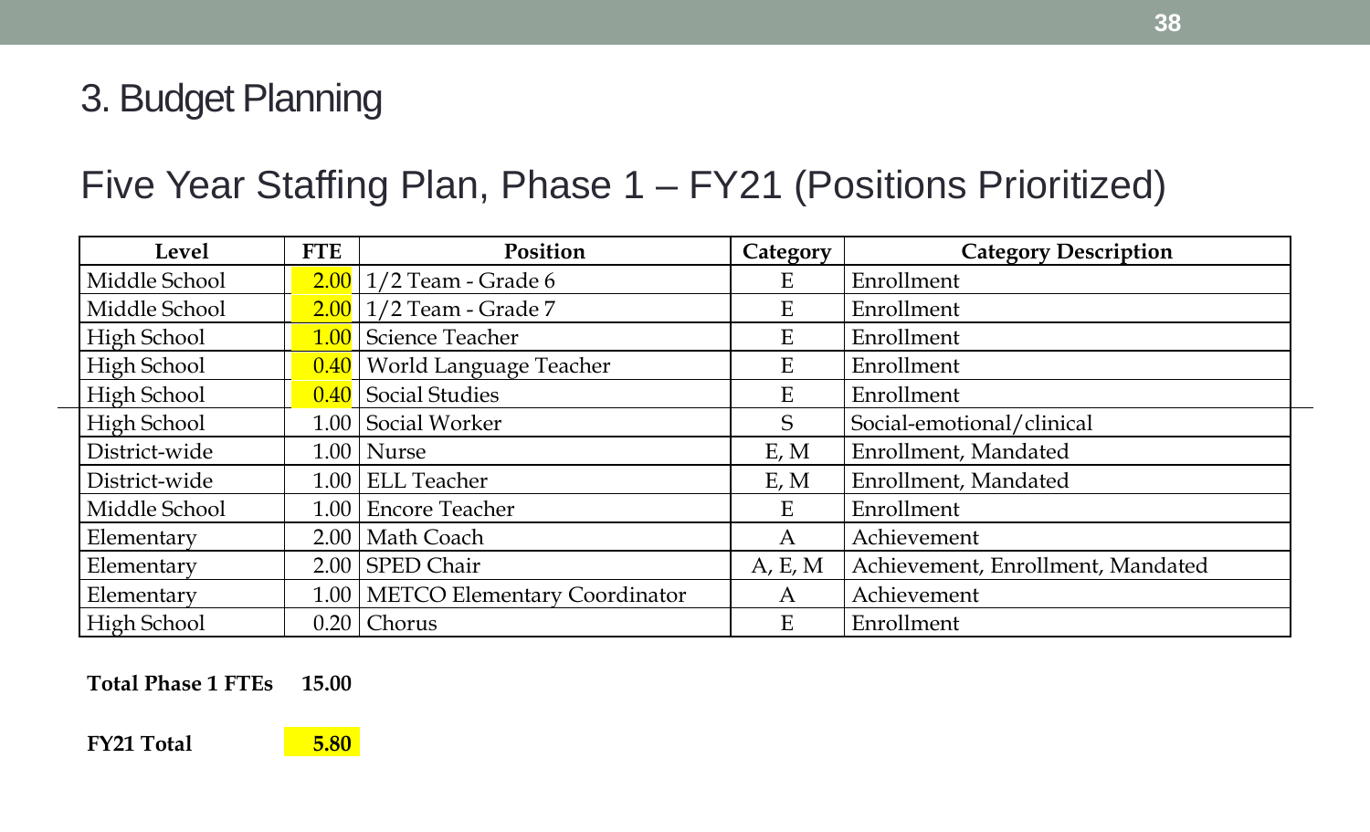# 3. Budget Planning

## Five Year Staffing Plan, Phase 1 – FY21 (Positions Prioritized)

| Level | FTE | Position | Category | Category Description |
|---|---|---|---|---|
| Middle School | 2.00 | 1/2 Team - Grade 6 | E | Enrollment |
| Middle School | 2.00 | 1/2 Team - Grade 7 | E | Enrollment |
| High School | 1.00 | Science Teacher | E | Enrollment |
| High School | 0.40 | World Language Teacher | E | Enrollment |
| High School | 0.40 | Social Studies | E | Enrollment |
| High School | 1.00 | Social Worker | S | Social-emotional/clinical |
| District-wide | 1.00 | Nurse | E, M | Enrollment, Mandated |
| District-wide | 1.00 | ELL Teacher | E, M | Enrollment, Mandated |
| Middle School | 1.00 | Encore Teacher | E | Enrollment |
| Elementary | 2.00 | Math Coach | A | Achievement |
| Elementary | 2.00 | SPED Chair | A, E, M | Achievement, Enrollment, Mandated |
| Elementary | 1.00 | METCO Elementary Coordinator | A | Achievement |
| High School | 0.20 | Chorus | E | Enrollment |

**Total Phase 1 FTEs** **15.00**

**FY21 Total** **5.80**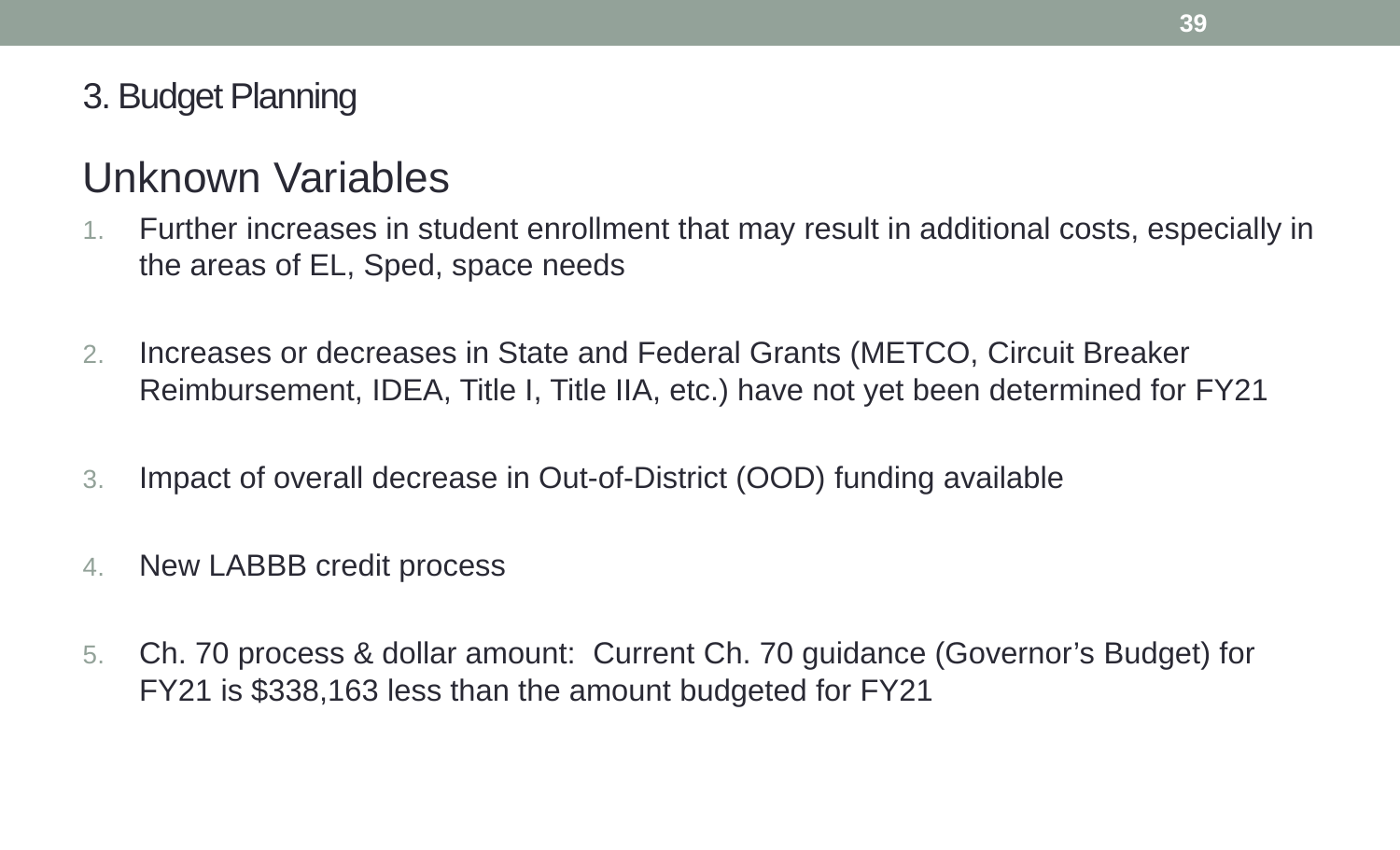# 3. Budget Planning

## Unknown Variables

1. Further increases in student enrollment that may result in additional costs, especially in the areas of EL, Sped, space needs

2. Increases or decreases in State and Federal Grants (METCO, Circuit Breaker Reimbursement, IDEA, Title I, Title IIA, etc.) have not yet been determined for FY21

3. Impact of overall decrease in Out-of-District (OOD) funding available

4. New LABBB credit process

5. Ch. 70 process & dollar amount: Current Ch. 70 guidance (Governor's Budget) for FY21 is $338,163 less than the amount budgeted for FY21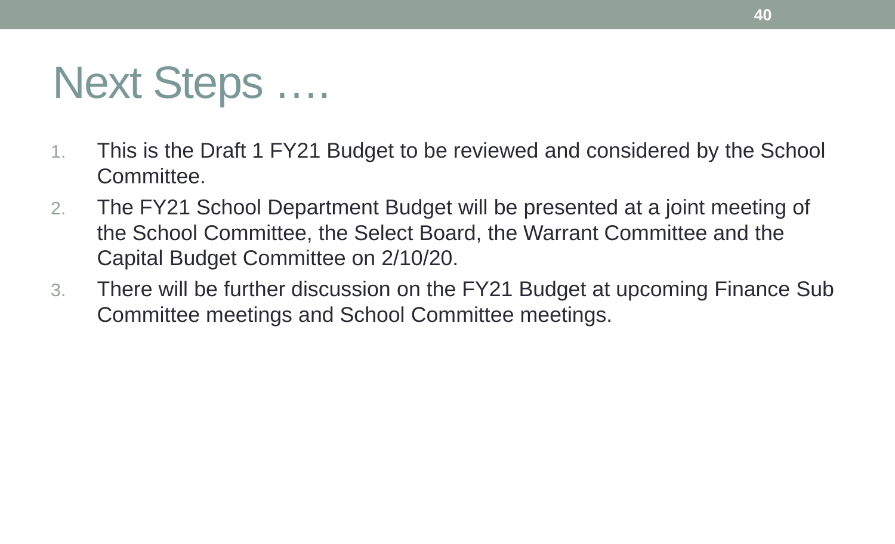# Next Steps ….

1. This is the Draft 1 FY21 Budget to be reviewed and considered by the School Committee.
2. The FY21 School Department Budget will be presented at a joint meeting of the School Committee, the Select Board, the Warrant Committee and the Capital Budget Committee on 2/10/20.
3. There will be further discussion on the FY21 Budget at upcoming Finance Sub Committee meetings and School Committee meetings.